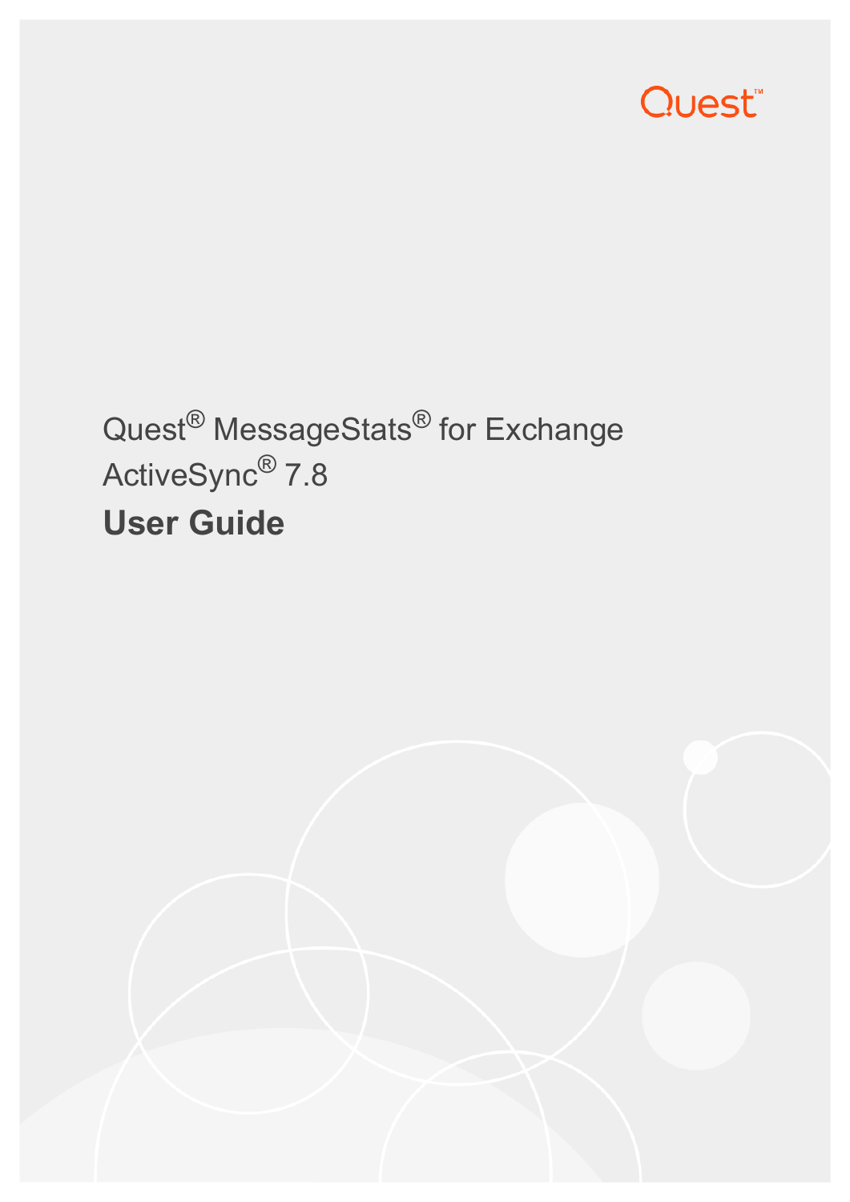Quest

Quest® MessageStats® for Exchange ActiveSync® 7.8

# User Guide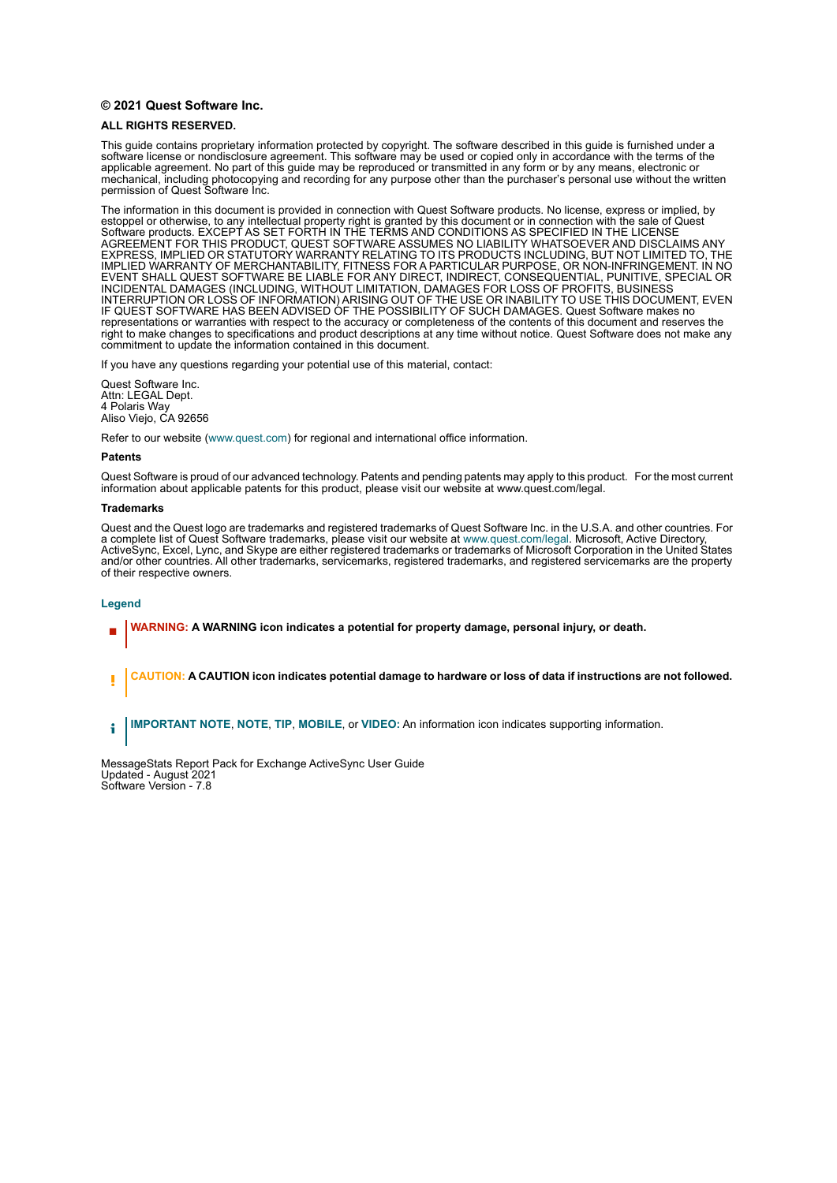**© 2021 Quest Software Inc.**

**ALL RIGHTS RESERVED.**

This guide contains proprietary information protected by copyright. The software described in this guide is furnished under a software license or nondisclosure agreement. This software may be used or copied only in accordance with the terms of the applicable agreement. No part of this guide may be reproduced or transmitted in any form or by any means, electronic or mechanical, including photocopying and recording for any purpose other than the purchaser's personal use without the written permission of Quest Software Inc.

The information in this document is provided in connection with Quest Software products. No license, express or implied, by estoppel or otherwise, to any intellectual property right is granted by this document or in connection with the sale of Quest Software products. EXCEPT AS SET FORTH IN THE TERMS AND CONDITIONS AS SPECIFIED IN THE LICENSE AGREEMENT FOR THIS PRODUCT, QUEST SOFTWARE ASSUMES NO LIABILITY WHATSOEVER AND DISCLAIMS ANY EXPRESS, IMPLIED OR STATUTORY WARRANTY RELATING TO ITS PRODUCTS INCLUDING, BUT NOT LIMITED TO, THE IMPLIED WARRANTY OF MERCHANTABILITY, FITNESS FOR A PARTICULAR PURPOSE, OR NON-INFRINGEMENT. IN NO EVENT SHALL QUEST SOFTWARE BE LIABLE FOR ANY DIRECT, INDIRECT, CONSEQUENTIAL, PUNITIVE, SPECIAL OR INCIDENTAL DAMAGES (INCLUDING, WITHOUT LIMITATION, DAMAGES FOR LOSS OF PROFITS, BUSINESS INTERRUPTION OR LOSS OF INFORMATION) ARISING OUT OF THE USE OR INABILITY TO USE THIS DOCUMENT, EVEN IF QUEST SOFTWARE HAS BEEN ADVISED OF THE POSSIBILITY OF SUCH DAMAGES. Quest Software makes no representations or warranties with respect to the accuracy or completeness of the contents of this document and reserves the right to make changes to specifications and product descriptions at any time without notice. Quest Software does not make any commitment to update the information contained in this document.

If you have any questions regarding your potential use of this material, contact:

Quest Software Inc.
Attn: LEGAL Dept.
4 Polaris Way
Aliso Viejo, CA 92656

Refer to our website (www.quest.com) for regional and international office information.

**Patents**

Quest Software is proud of our advanced technology. Patents and pending patents may apply to this product. For the most current information about applicable patents for this product, please visit our website at www.quest.com/legal.

**Trademarks**

Quest and the Quest logo are trademarks and registered trademarks of Quest Software Inc. in the U.S.A. and other countries. For a complete list of Quest Software trademarks, please visit our website at www.quest.com/legal. Microsoft, Active Directory, ActiveSync, Excel, Lync, and Skype are either registered trademarks or trademarks of Microsoft Corporation in the United States and/or other countries. All other trademarks, servicemarks, registered trademarks, and registered servicemarks are the property of their respective owners.

**Legend**

**WARNING: A WARNING icon indicates a potential for property damage, personal injury, or death.**

**CAUTION: A CAUTION icon indicates potential damage to hardware or loss of data if instructions are not followed.**

**IMPORTANT NOTE**, **NOTE**, **TIP**, **MOBILE**, or **VIDEO:** An information icon indicates supporting information.

MessageStats Report Pack for Exchange ActiveSync User Guide
Updated - August 2021
Software Version - 7.8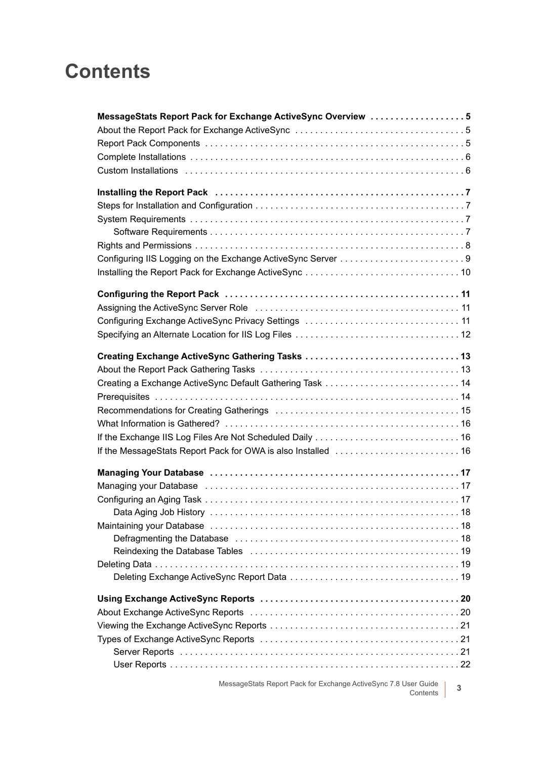# Contents

**MessageStats Report Pack for Exchange ActiveSync Overview . . . . . . . . . . . . . . . . . . . 5**
About the Report Pack for Exchange ActiveSync . . . . . . . . . . . . . . . . . . . . . . . . . . . . . . . . . 5
Report Pack Components . . . . . . . . . . . . . . . . . . . . . . . . . . . . . . . . . . . . . . . . . . . . . . . . . . . 5
Complete Installations . . . . . . . . . . . . . . . . . . . . . . . . . . . . . . . . . . . . . . . . . . . . . . . . . . . . . . 6
Custom Installations . . . . . . . . . . . . . . . . . . . . . . . . . . . . . . . . . . . . . . . . . . . . . . . . . . . . . . . . 6

**Installing the Report Pack . . . . . . . . . . . . . . . . . . . . . . . . . . . . . . . . . . . . . . . . . . . . . . . . . . 7**
Steps for Installation and Configuration . . . . . . . . . . . . . . . . . . . . . . . . . . . . . . . . . . . . . . . . . 7
System Requirements . . . . . . . . . . . . . . . . . . . . . . . . . . . . . . . . . . . . . . . . . . . . . . . . . . . . . . 7
    Software Requirements . . . . . . . . . . . . . . . . . . . . . . . . . . . . . . . . . . . . . . . . . . . . . . . . . . . 7
Rights and Permissions . . . . . . . . . . . . . . . . . . . . . . . . . . . . . . . . . . . . . . . . . . . . . . . . . . . . . 8
Configuring IIS Logging on the Exchange ActiveSync Server . . . . . . . . . . . . . . . . . . . . . . . . . 9
Installing the Report Pack for Exchange ActiveSync . . . . . . . . . . . . . . . . . . . . . . . . . . . . . . . 10

**Configuring the Report Pack . . . . . . . . . . . . . . . . . . . . . . . . . . . . . . . . . . . . . . . . . . . . . . . 11**
Assigning the ActiveSync Server Role . . . . . . . . . . . . . . . . . . . . . . . . . . . . . . . . . . . . . . . . . 11
Configuring Exchange ActiveSync Privacy Settings . . . . . . . . . . . . . . . . . . . . . . . . . . . . . . . 11
Specifying an Alternate Location for IIS Log Files . . . . . . . . . . . . . . . . . . . . . . . . . . . . . . . . . 12

**Creating Exchange ActiveSync Gathering Tasks . . . . . . . . . . . . . . . . . . . . . . . . . . . . . . . 13**
About the Report Pack Gathering Tasks . . . . . . . . . . . . . . . . . . . . . . . . . . . . . . . . . . . . . . . 13
Creating a Exchange ActiveSync Default Gathering Task . . . . . . . . . . . . . . . . . . . . . . . . . . . 14
Prerequisites . . . . . . . . . . . . . . . . . . . . . . . . . . . . . . . . . . . . . . . . . . . . . . . . . . . . . . . . . . . . 14
Recommendations for Creating Gatherings . . . . . . . . . . . . . . . . . . . . . . . . . . . . . . . . . . . . . 15
What Information is Gathered? . . . . . . . . . . . . . . . . . . . . . . . . . . . . . . . . . . . . . . . . . . . . . . . 16
If the Exchange IIS Log Files Are Not Scheduled Daily . . . . . . . . . . . . . . . . . . . . . . . . . . . . . 16
If the MessageStats Report Pack for OWA is also Installed . . . . . . . . . . . . . . . . . . . . . . . . . 16

**Managing Your Database . . . . . . . . . . . . . . . . . . . . . . . . . . . . . . . . . . . . . . . . . . . . . . . . . . 17**
Managing your Database . . . . . . . . . . . . . . . . . . . . . . . . . . . . . . . . . . . . . . . . . . . . . . . . . . . 17
Configuring an Aging Task . . . . . . . . . . . . . . . . . . . . . . . . . . . . . . . . . . . . . . . . . . . . . . . . . . 17
    Data Aging Job History . . . . . . . . . . . . . . . . . . . . . . . . . . . . . . . . . . . . . . . . . . . . . . . . . . 18
Maintaining your Database . . . . . . . . . . . . . . . . . . . . . . . . . . . . . . . . . . . . . . . . . . . . . . . . . 18
    Defragmenting the Database . . . . . . . . . . . . . . . . . . . . . . . . . . . . . . . . . . . . . . . . . . . . . . 18
    Reindexing the Database Tables . . . . . . . . . . . . . . . . . . . . . . . . . . . . . . . . . . . . . . . . . . . 19
Deleting Data . . . . . . . . . . . . . . . . . . . . . . . . . . . . . . . . . . . . . . . . . . . . . . . . . . . . . . . . . . . . 19
    Deleting Exchange ActiveSync Report Data . . . . . . . . . . . . . . . . . . . . . . . . . . . . . . . . . . . 19

**Using Exchange ActiveSync Reports . . . . . . . . . . . . . . . . . . . . . . . . . . . . . . . . . . . . . . . . 20**
About Exchange ActiveSync Reports . . . . . . . . . . . . . . . . . . . . . . . . . . . . . . . . . . . . . . . . . . 20
Viewing the Exchange ActiveSync Reports . . . . . . . . . . . . . . . . . . . . . . . . . . . . . . . . . . . . . 21
Types of Exchange ActiveSync Reports . . . . . . . . . . . . . . . . . . . . . . . . . . . . . . . . . . . . . . . 21
    Server Reports . . . . . . . . . . . . . . . . . . . . . . . . . . . . . . . . . . . . . . . . . . . . . . . . . . . . . . . . 21
    User Reports . . . . . . . . . . . . . . . . . . . . . . . . . . . . . . . . . . . . . . . . . . . . . . . . . . . . . . . . . 22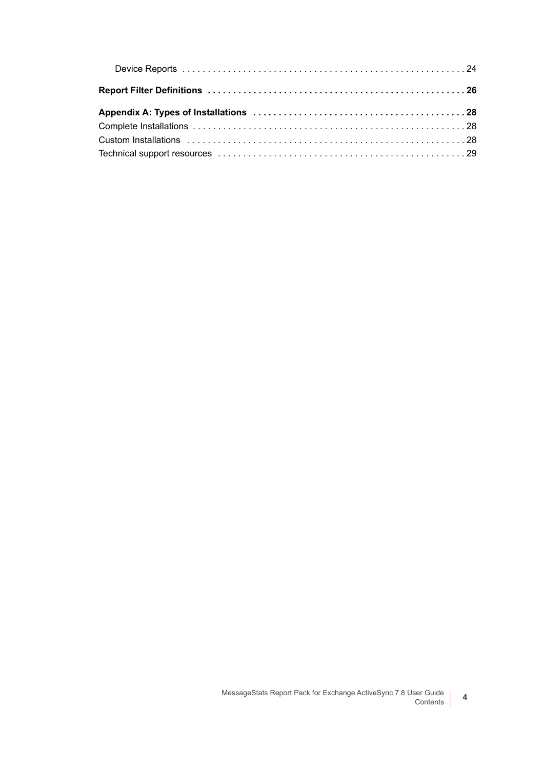Device Reports . . . . . . . . . . . . . . . . . . . . . . . . . . . . . . . . . . . . . . . . . . . . . . . . . . . . . . . . . 24

**Report Filter Definitions . . . . . . . . . . . . . . . . . . . . . . . . . . . . . . . . . . . . . . . . . . . . . . . . . . 26**

**Appendix A: Types of Installations . . . . . . . . . . . . . . . . . . . . . . . . . . . . . . . . . . . . . . . . . 28**

Complete Installations . . . . . . . . . . . . . . . . . . . . . . . . . . . . . . . . . . . . . . . . . . . . . . . . . . . . . . 28

Custom Installations . . . . . . . . . . . . . . . . . . . . . . . . . . . . . . . . . . . . . . . . . . . . . . . . . . . . . . . 28

Technical support resources . . . . . . . . . . . . . . . . . . . . . . . . . . . . . . . . . . . . . . . . . . . . . . . . . 29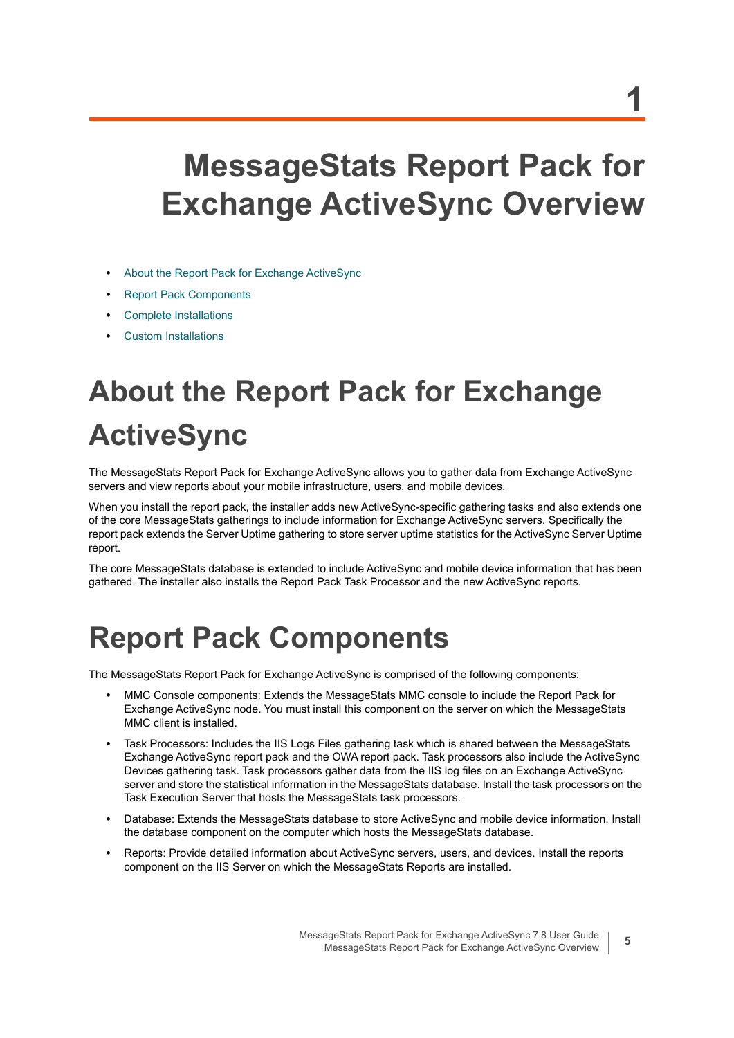1

# MessageStats Report Pack for Exchange ActiveSync Overview

- About the Report Pack for Exchange ActiveSync
- Report Pack Components
- Complete Installations
- Custom Installations

## About the Report Pack for Exchange ActiveSync

The MessageStats Report Pack for Exchange ActiveSync allows you to gather data from Exchange ActiveSync servers and view reports about your mobile infrastructure, users, and mobile devices.

When you install the report pack, the installer adds new ActiveSync-specific gathering tasks and also extends one of the core MessageStats gatherings to include information for Exchange ActiveSync servers. Specifically the report pack extends the Server Uptime gathering to store server uptime statistics for the ActiveSync Server Uptime report.

The core MessageStats database is extended to include ActiveSync and mobile device information that has been gathered. The installer also installs the Report Pack Task Processor and the new ActiveSync reports.

## Report Pack Components

The MessageStats Report Pack for Exchange ActiveSync is comprised of the following components:

- MMC Console components: Extends the MessageStats MMC console to include the Report Pack for Exchange ActiveSync node. You must install this component on the server on which the MessageStats MMC client is installed.
- Task Processors: Includes the IIS Logs Files gathering task which is shared between the MessageStats Exchange ActiveSync report pack and the OWA report pack. Task processors also include the ActiveSync Devices gathering task. Task processors gather data from the IIS log files on an Exchange ActiveSync server and store the statistical information in the MessageStats database. Install the task processors on the Task Execution Server that hosts the MessageStats task processors.
- Database: Extends the MessageStats database to store ActiveSync and mobile device information. Install the database component on the computer which hosts the MessageStats database.
- Reports: Provide detailed information about ActiveSync servers, users, and devices. Install the reports component on the IIS Server on which the MessageStats Reports are installed.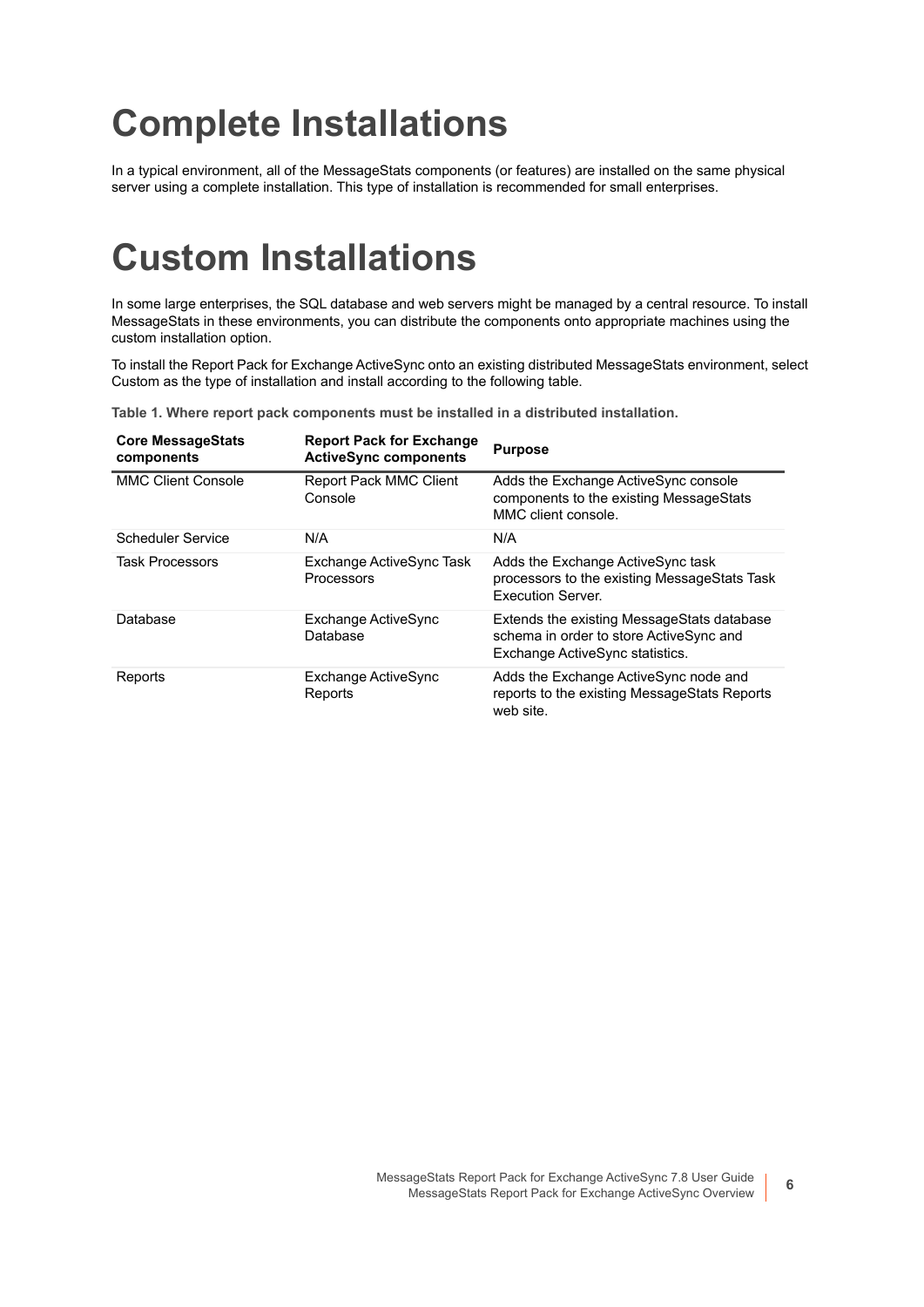# Complete Installations

In a typical environment, all of the MessageStats components (or features) are installed on the same physical server using a complete installation. This type of installation is recommended for small enterprises.

# Custom Installations

In some large enterprises, the SQL database and web servers might be managed by a central resource. To install MessageStats in these environments, you can distribute the components onto appropriate machines using the custom installation option.

To install the Report Pack for Exchange ActiveSync onto an existing distributed MessageStats environment, select Custom as the type of installation and install according to the following table.

**Table 1. Where report pack components must be installed in a distributed installation.**

| Core MessageStats components | Report Pack for Exchange ActiveSync components | Purpose |
|---|---|---|
| MMC Client Console | Report Pack MMC Client Console | Adds the Exchange ActiveSync console components to the existing MessageStats MMC client console. |
| Scheduler Service | N/A | N/A |
| Task Processors | Exchange ActiveSync Task Processors | Adds the Exchange ActiveSync task processors to the existing MessageStats Task Execution Server. |
| Database | Exchange ActiveSync Database | Extends the existing MessageStats database schema in order to store ActiveSync and Exchange ActiveSync statistics. |
| Reports | Exchange ActiveSync Reports | Adds the Exchange ActiveSync node and reports to the existing MessageStats Reports web site. |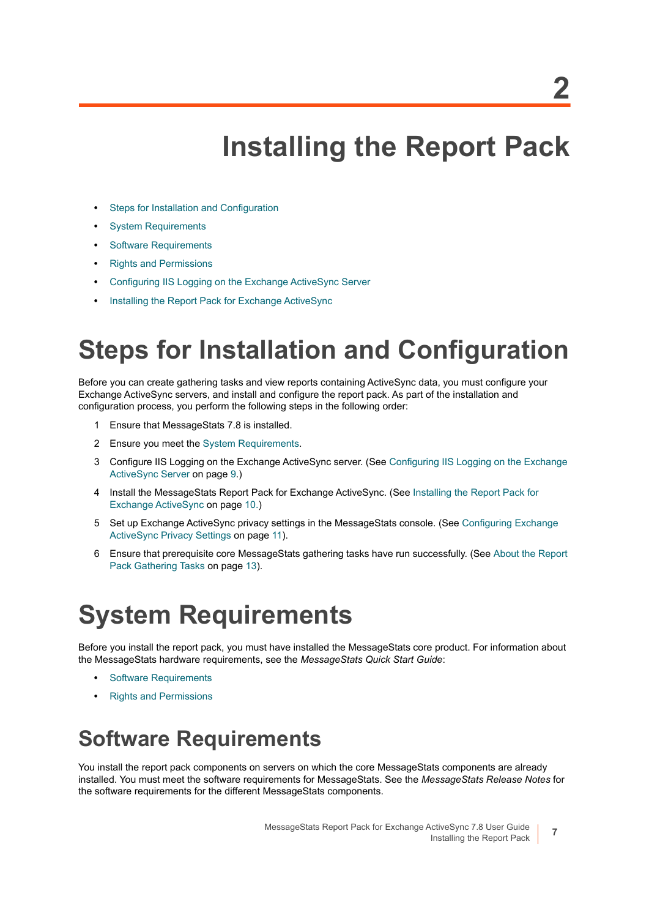# 2 Installing the Report Pack

- Steps for Installation and Configuration
- System Requirements
- Software Requirements
- Rights and Permissions
- Configuring IIS Logging on the Exchange ActiveSync Server
- Installing the Report Pack for Exchange ActiveSync

# Steps for Installation and Configuration

Before you can create gathering tasks and view reports containing ActiveSync data, you must configure your Exchange ActiveSync servers, and install and configure the report pack. As part of the installation and configuration process, you perform the following steps in the following order:

1. Ensure that MessageStats 7.8 is installed.
2. Ensure you meet the System Requirements.
3. Configure IIS Logging on the Exchange ActiveSync server. (See Configuring IIS Logging on the Exchange ActiveSync Server on page 9.)
4. Install the MessageStats Report Pack for Exchange ActiveSync. (See Installing the Report Pack for Exchange ActiveSync on page 10.)
5. Set up Exchange ActiveSync privacy settings in the MessageStats console. (See Configuring Exchange ActiveSync Privacy Settings on page 11).
6. Ensure that prerequisite core MessageStats gathering tasks have run successfully. (See About the Report Pack Gathering Tasks on page 13).

# System Requirements

Before you install the report pack, you must have installed the MessageStats core product. For information about the MessageStats hardware requirements, see the *MessageStats Quick Start Guide*:

- Software Requirements
- Rights and Permissions

## Software Requirements

You install the report pack components on servers on which the core MessageStats components are already installed. You must meet the software requirements for MessageStats. See the *MessageStats Release Notes* for the software requirements for the different MessageStats components.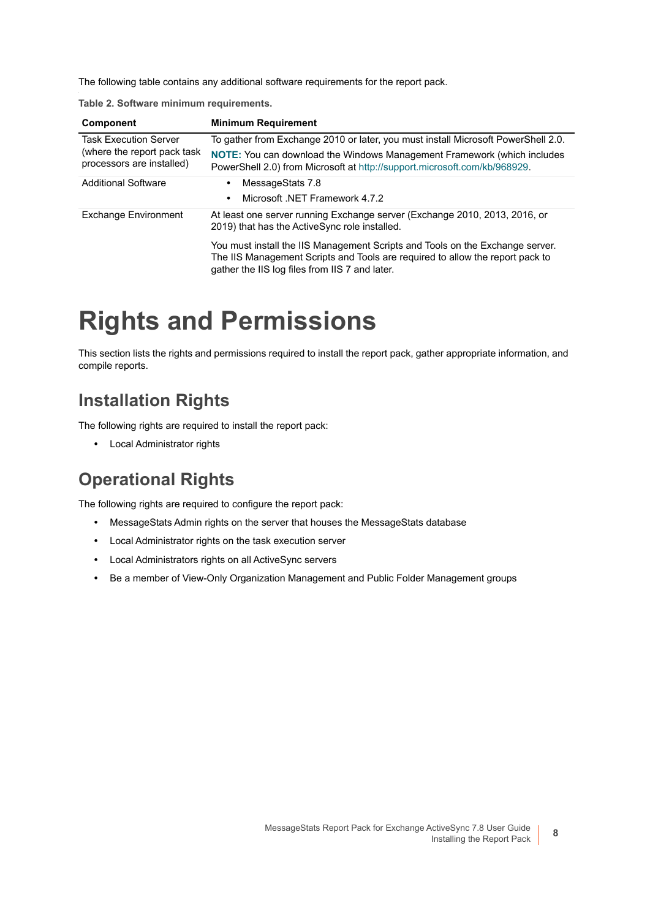The following table contains any additional software requirements for the report pack.

**Table 2. Software minimum requirements.**

| Component | Minimum Requirement |
| --- | --- |
| Task Execution Server (where the report pack task processors are installed) | To gather from Exchange 2010 or later, you must install Microsoft PowerShell 2.0.<br>**NOTE:** You can download the Windows Management Framework (which includes PowerShell 2.0) from Microsoft at http://support.microsoft.com/kb/968929. |
| Additional Software | • MessageStats 7.8<br>• Microsoft .NET Framework 4.7.2 |
| Exchange Environment | At least one server running Exchange server (Exchange 2010, 2013, 2016, or 2019) that has the ActiveSync role installed.<br>You must install the IIS Management Scripts and Tools on the Exchange server. The IIS Management Scripts and Tools are required to allow the report pack to gather the IIS log files from IIS 7 and later. |

# Rights and Permissions

This section lists the rights and permissions required to install the report pack, gather appropriate information, and compile reports.

## Installation Rights

The following rights are required to install the report pack:

- Local Administrator rights

## Operational Rights

The following rights are required to configure the report pack:

- MessageStats Admin rights on the server that houses the MessageStats database
- Local Administrator rights on the task execution server
- Local Administrators rights on all ActiveSync servers
- Be a member of View-Only Organization Management and Public Folder Management groups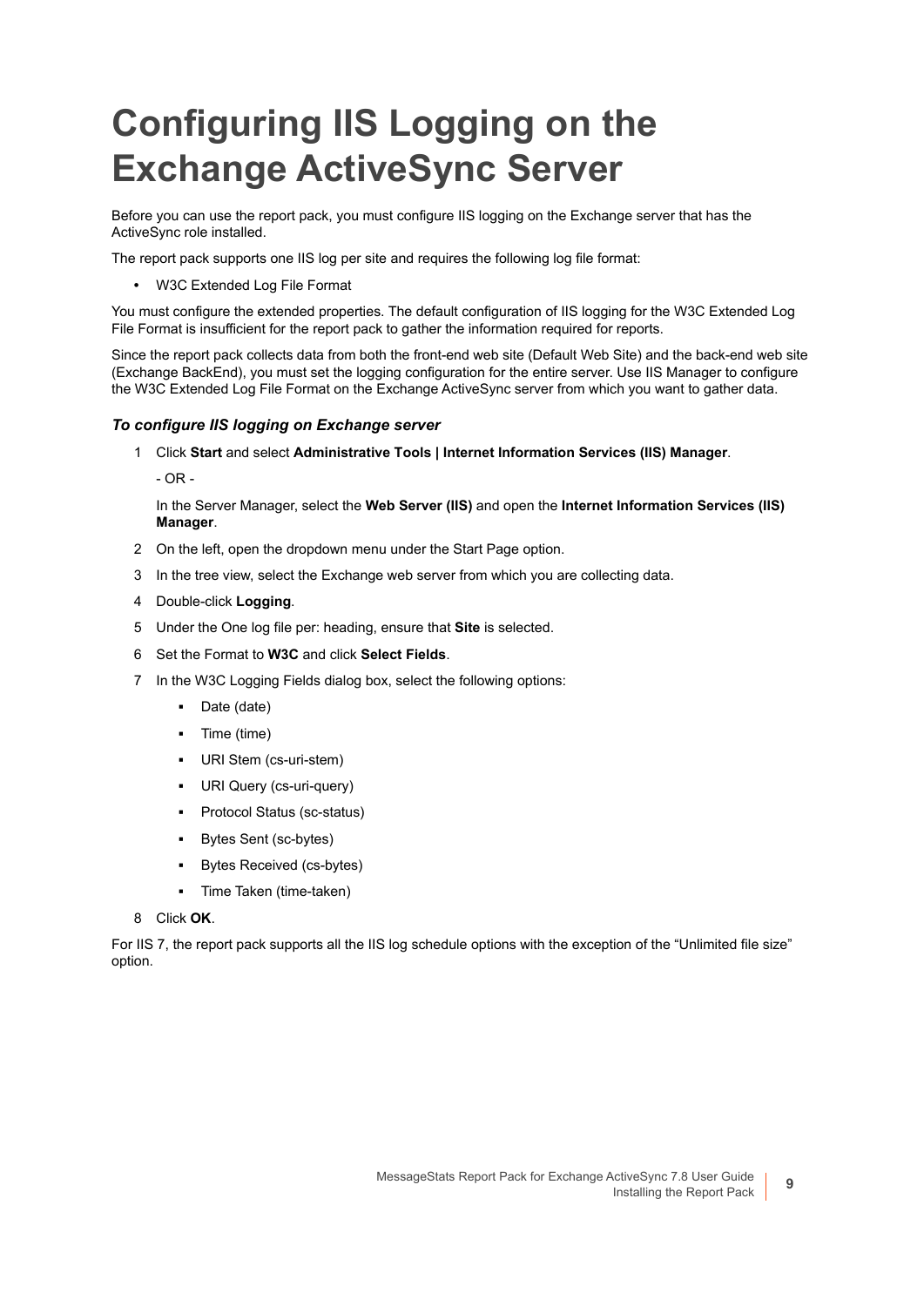# Configuring IIS Logging on the Exchange ActiveSync Server

Before you can use the report pack, you must configure IIS logging on the Exchange server that has the ActiveSync role installed.

The report pack supports one IIS log per site and requires the following log file format:

- W3C Extended Log File Format

You must configure the extended properties. The default configuration of IIS logging for the W3C Extended Log File Format is insufficient for the report pack to gather the information required for reports.

Since the report pack collects data from both the front-end web site (Default Web Site) and the back-end web site (Exchange BackEnd), you must set the logging configuration for the entire server. Use IIS Manager to configure the W3C Extended Log File Format on the Exchange ActiveSync server from which you want to gather data.

### *To configure IIS logging on Exchange server*

1. Click **Start** and select **Administrative Tools | Internet Information Services (IIS) Manager**.

   - OR -

   In the Server Manager, select the **Web Server (IIS)** and open the **Internet Information Services (IIS) Manager**.
2. On the left, open the dropdown menu under the Start Page option.
3. In the tree view, select the Exchange web server from which you are collecting data.
4. Double-click **Logging**.
5. Under the One log file per: heading, ensure that **Site** is selected.
6. Set the Format to **W3C** and click **Select Fields**.
7. In the W3C Logging Fields dialog box, select the following options:
   - Date (date)
   - Time (time)
   - URI Stem (cs-uri-stem)
   - URI Query (cs-uri-query)
   - Protocol Status (sc-status)
   - Bytes Sent (sc-bytes)
   - Bytes Received (cs-bytes)
   - Time Taken (time-taken)
8. Click **OK**.

For IIS 7, the report pack supports all the IIS log schedule options with the exception of the “Unlimited file size” option.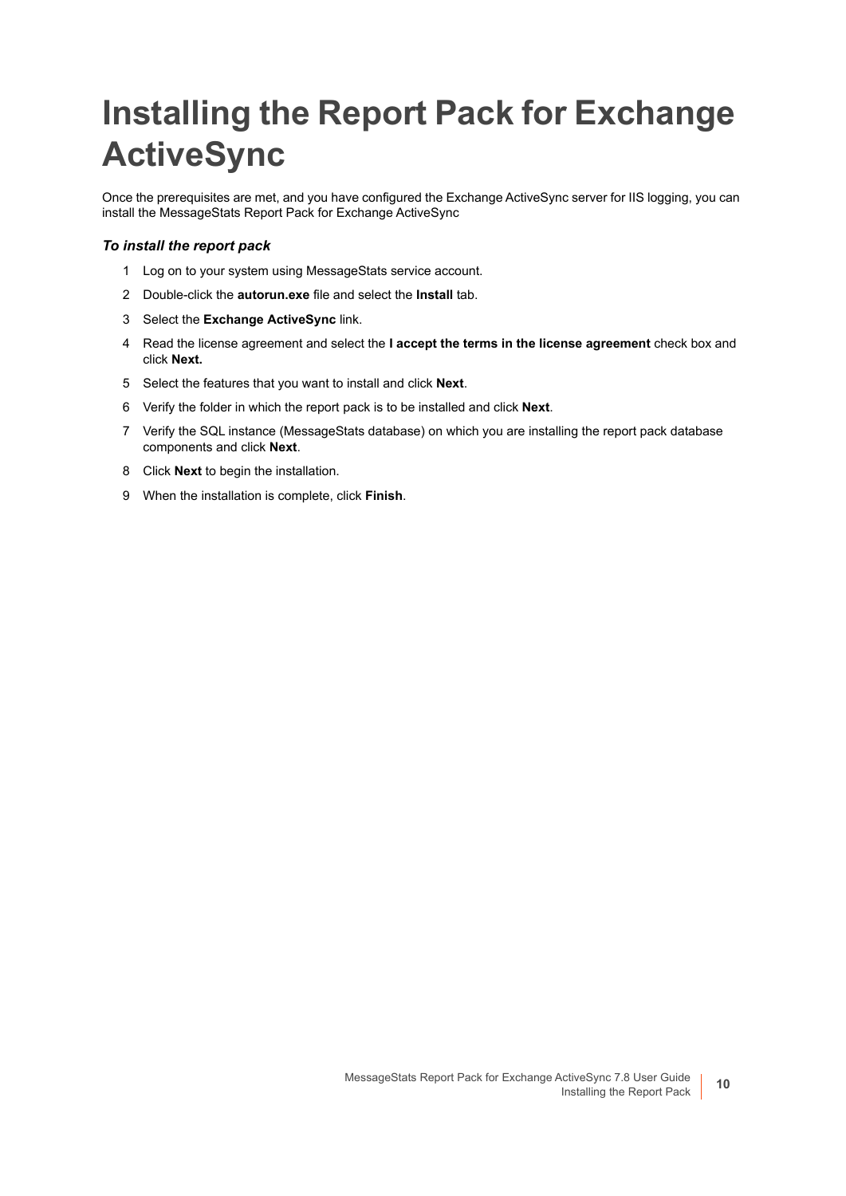# Installing the Report Pack for Exchange ActiveSync

Once the prerequisites are met, and you have configured the Exchange ActiveSync server for IIS logging, you can install the MessageStats Report Pack for Exchange ActiveSync

### *To install the report pack*

1. Log on to your system using MessageStats service account.
2. Double-click the **autorun.exe** file and select the **Install** tab.
3. Select the **Exchange ActiveSync** link.
4. Read the license agreement and select the **I accept the terms in the license agreement** check box and click **Next.**
5. Select the features that you want to install and click **Next**.
6. Verify the folder in which the report pack is to be installed and click **Next**.
7. Verify the SQL instance (MessageStats database) on which you are installing the report pack database components and click **Next**.
8. Click **Next** to begin the installation.
9. When the installation is complete, click **Finish**.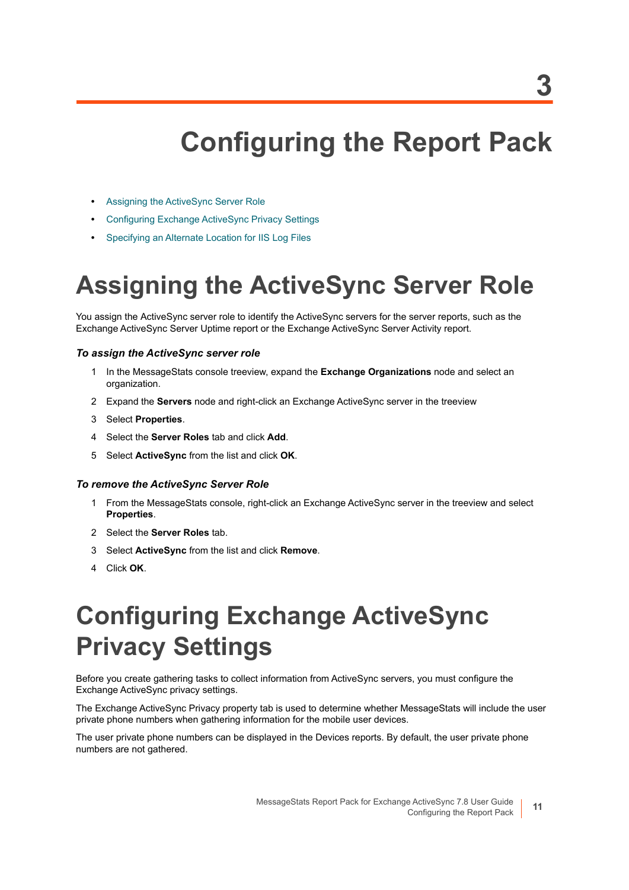# 3 Configuring the Report Pack

- Assigning the ActiveSync Server Role
- Configuring Exchange ActiveSync Privacy Settings
- Specifying an Alternate Location for IIS Log Files

## Assigning the ActiveSync Server Role

You assign the ActiveSync server role to identify the ActiveSync servers for the server reports, such as the Exchange ActiveSync Server Uptime report or the Exchange ActiveSync Server Activity report.

### *To assign the ActiveSync server role*

1. In the MessageStats console treeview, expand the **Exchange Organizations** node and select an organization.
2. Expand the **Servers** node and right-click an Exchange ActiveSync server in the treeview
3. Select **Properties**.
4. Select the **Server Roles** tab and click **Add**.
5. Select **ActiveSync** from the list and click **OK**.

### *To remove the ActiveSync Server Role*

1. From the MessageStats console, right-click an Exchange ActiveSync server in the treeview and select **Properties**.
2. Select the **Server Roles** tab.
3. Select **ActiveSync** from the list and click **Remove**.
4. Click **OK**.

## Configuring Exchange ActiveSync Privacy Settings

Before you create gathering tasks to collect information from ActiveSync servers, you must configure the Exchange ActiveSync privacy settings.

The Exchange ActiveSync Privacy property tab is used to determine whether MessageStats will include the user private phone numbers when gathering information for the mobile user devices.

The user private phone numbers can be displayed in the Devices reports. By default, the user private phone numbers are not gathered.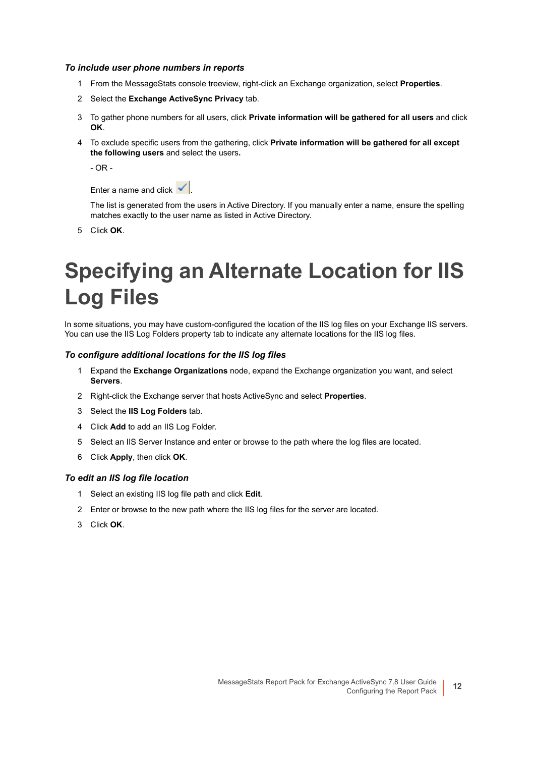### *To include user phone numbers in reports*

1. From the MessageStats console treeview, right-click an Exchange organization, select **Properties**.
2. Select the **Exchange ActiveSync Privacy** tab.
3. To gather phone numbers for all users, click **Private information will be gathered for all users** and click **OK**.
4. To exclude specific users from the gathering, click **Private information will be gathered for all except the following users** and select the users**.**

   - OR -

   Enter a name and click ✓.

   The list is generated from the users in Active Directory. If you manually enter a name, ensure the spelling matches exactly to the user name as listed in Active Directory.
5. Click **OK**.

# Specifying an Alternate Location for IIS Log Files

In some situations, you may have custom-configured the location of the IIS log files on your Exchange IIS servers. You can use the IIS Log Folders property tab to indicate any alternate locations for the IIS log files.

### *To configure additional locations for the IIS log files*

1. Expand the **Exchange Organizations** node, expand the Exchange organization you want, and select **Servers**.
2. Right-click the Exchange server that hosts ActiveSync and select **Properties**.
3. Select the **IIS Log Folders** tab.
4. Click **Add** to add an IIS Log Folder.
5. Select an IIS Server Instance and enter or browse to the path where the log files are located.
6. Click **Apply**, then click **OK**.

### *To edit an IIS log file location*

1. Select an existing IIS log file path and click **Edit**.
2. Enter or browse to the new path where the IIS log files for the server are located.
3. Click **OK**.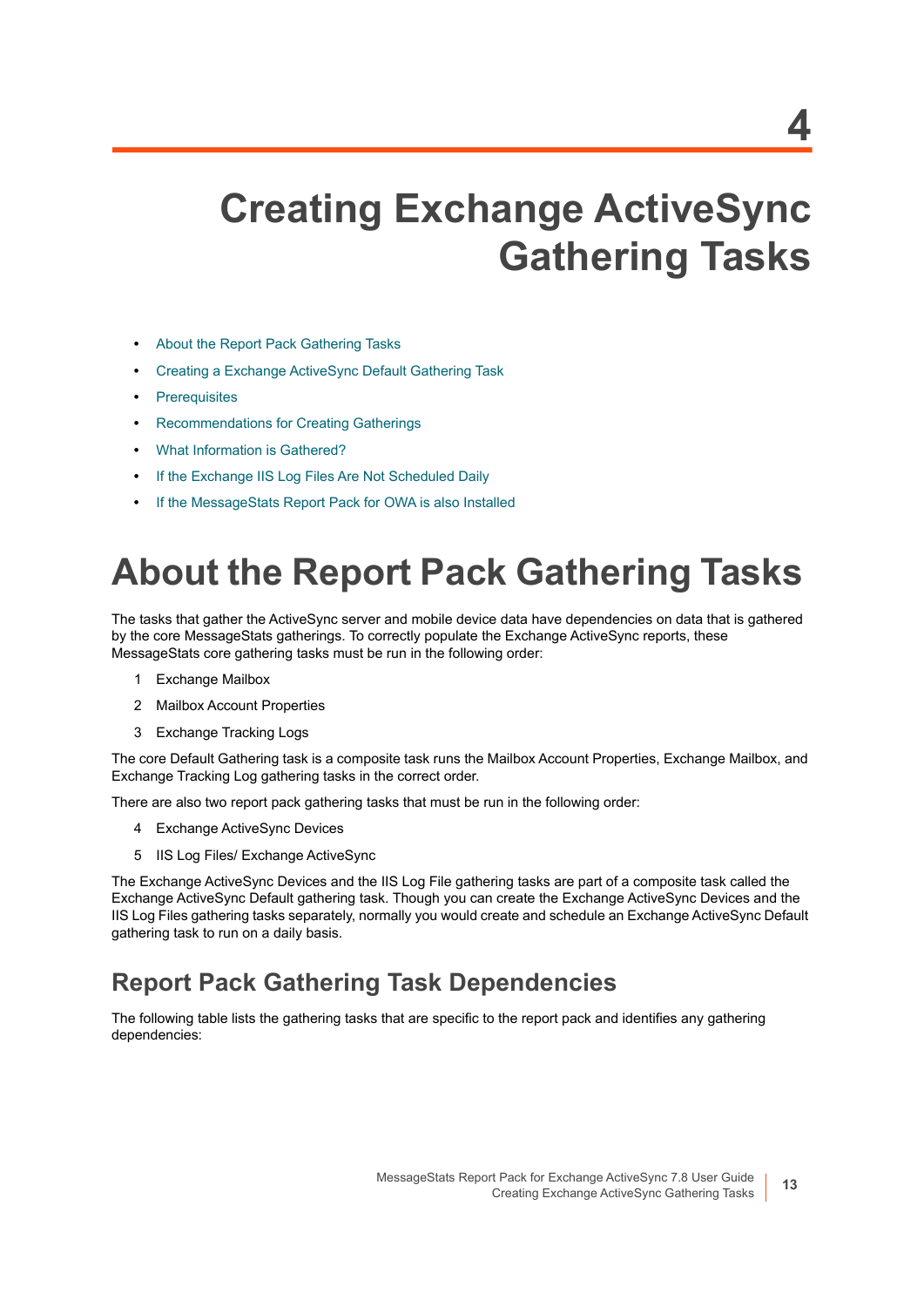# 4 Creating Exchange ActiveSync Gathering Tasks

- About the Report Pack Gathering Tasks
- Creating a Exchange ActiveSync Default Gathering Task
- Prerequisites
- Recommendations for Creating Gatherings
- What Information is Gathered?
- If the Exchange IIS Log Files Are Not Scheduled Daily
- If the MessageStats Report Pack for OWA is also Installed

# About the Report Pack Gathering Tasks

The tasks that gather the ActiveSync server and mobile device data have dependencies on data that is gathered by the core MessageStats gatherings. To correctly populate the Exchange ActiveSync reports, these MessageStats core gathering tasks must be run in the following order:

1. Exchange Mailbox
2. Mailbox Account Properties
3. Exchange Tracking Logs

The core Default Gathering task is a composite task runs the Mailbox Account Properties, Exchange Mailbox, and Exchange Tracking Log gathering tasks in the correct order.

There are also two report pack gathering tasks that must be run in the following order:

4. Exchange ActiveSync Devices
5. IIS Log Files/ Exchange ActiveSync

The Exchange ActiveSync Devices and the IIS Log File gathering tasks are part of a composite task called the Exchange ActiveSync Default gathering task. Though you can create the Exchange ActiveSync Devices and the IIS Log Files gathering tasks separately, normally you would create and schedule an Exchange ActiveSync Default gathering task to run on a daily basis.

## Report Pack Gathering Task Dependencies

The following table lists the gathering tasks that are specific to the report pack and identifies any gathering dependencies: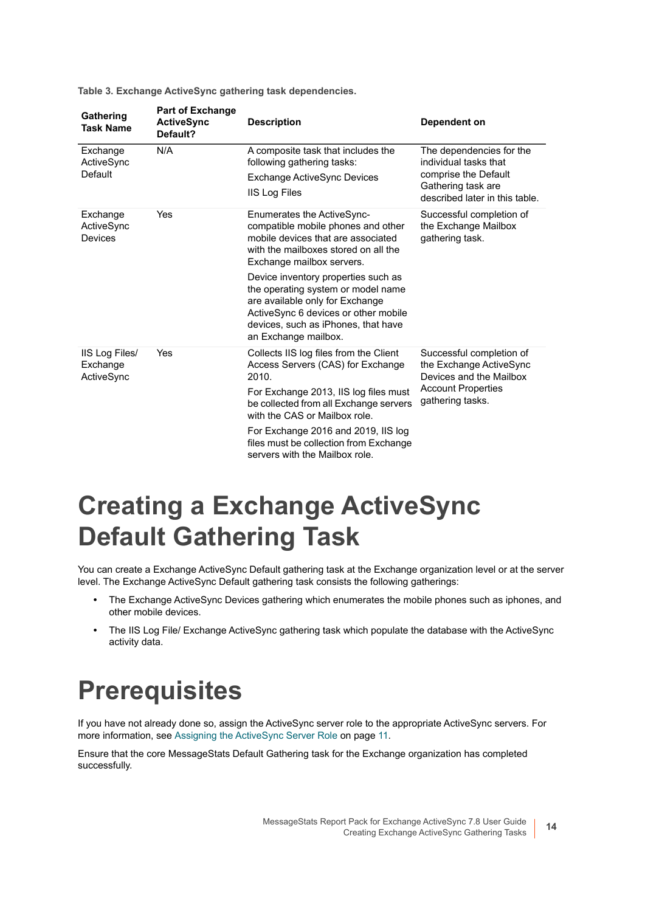**Table 3. Exchange ActiveSync gathering task dependencies.**

| Gathering Task Name | Part of Exchange ActiveSync Default? | Description | Dependent on |
|---|---|---|---|
| Exchange ActiveSync Default | N/A | A composite task that includes the following gathering tasks:<br>Exchange ActiveSync Devices<br>IIS Log Files | The dependencies for the individual tasks that comprise the Default Gathering task are described later in this table. |
| Exchange ActiveSync Devices | Yes | Enumerates the ActiveSync-compatible mobile phones and other mobile devices that are associated with the mailboxes stored on all the Exchange mailbox servers.<br>Device inventory properties such as the operating system or model name are available only for Exchange ActiveSync 6 devices or other mobile devices, such as iPhones, that have an Exchange mailbox. | Successful completion of the Exchange Mailbox gathering task. |
| IIS Log Files/ Exchange ActiveSync | Yes | Collects IIS log files from the Client Access Servers (CAS) for Exchange 2010.<br>For Exchange 2013, IIS log files must be collected from all Exchange servers with the CAS or Mailbox role.<br>For Exchange 2016 and 2019, IIS log files must be collection from Exchange servers with the Mailbox role. | Successful completion of the Exchange ActiveSync Devices and the Mailbox Account Properties gathering tasks. |

# Creating a Exchange ActiveSync Default Gathering Task

You can create a Exchange ActiveSync Default gathering task at the Exchange organization level or at the server level. The Exchange ActiveSync Default gathering task consists the following gatherings:

- The Exchange ActiveSync Devices gathering which enumerates the mobile phones such as iphones, and other mobile devices.
- The IIS Log File/ Exchange ActiveSync gathering task which populate the database with the ActiveSync activity data.

# Prerequisites

If you have not already done so, assign the ActiveSync server role to the appropriate ActiveSync servers. For more information, see Assigning the ActiveSync Server Role on page 11.

Ensure that the core MessageStats Default Gathering task for the Exchange organization has completed successfully.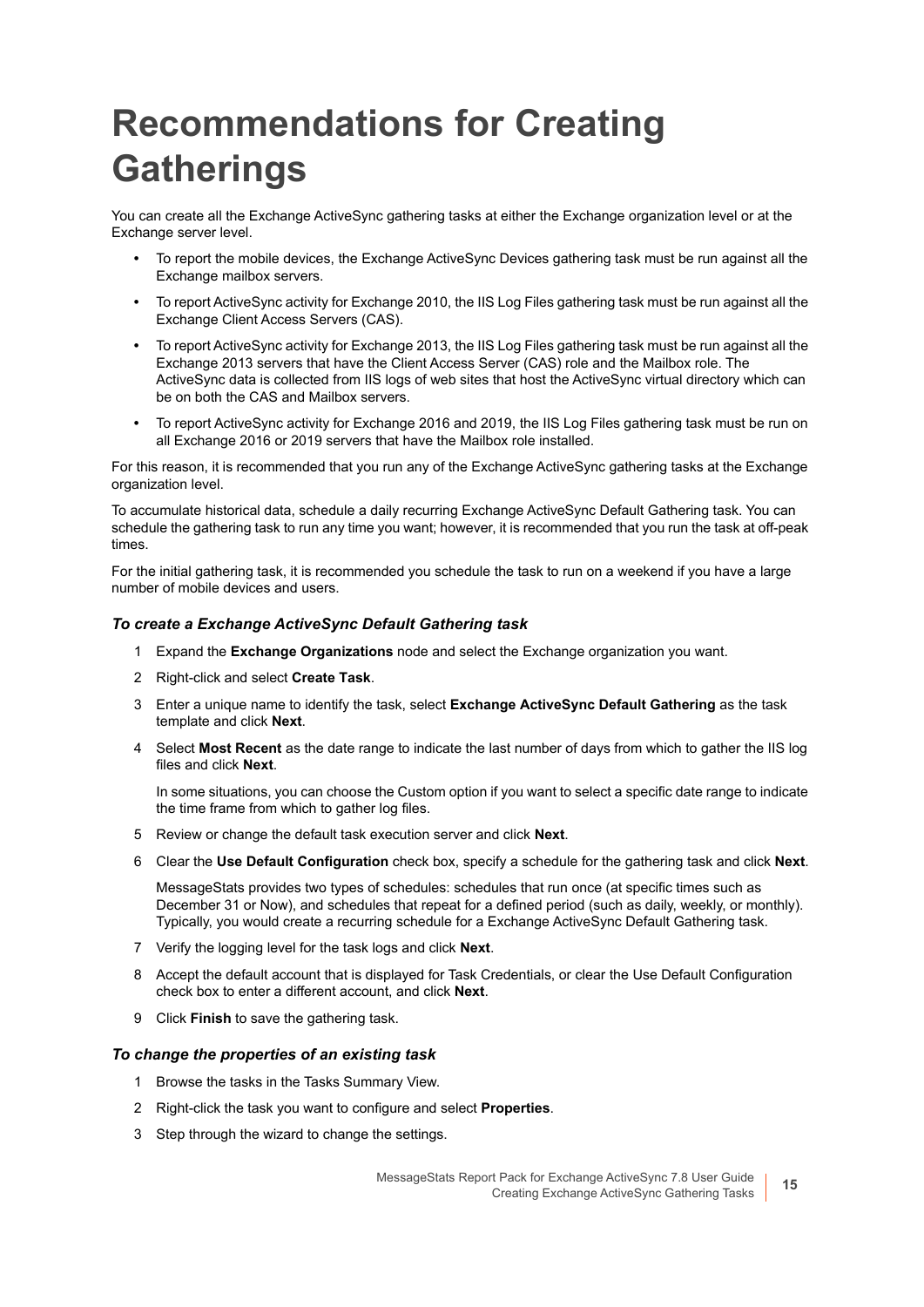# Recommendations for Creating Gatherings

You can create all the Exchange ActiveSync gathering tasks at either the Exchange organization level or at the Exchange server level.

- To report the mobile devices, the Exchange ActiveSync Devices gathering task must be run against all the Exchange mailbox servers.
- To report ActiveSync activity for Exchange 2010, the IIS Log Files gathering task must be run against all the Exchange Client Access Servers (CAS).
- To report ActiveSync activity for Exchange 2013, the IIS Log Files gathering task must be run against all the Exchange 2013 servers that have the Client Access Server (CAS) role and the Mailbox role. The ActiveSync data is collected from IIS logs of web sites that host the ActiveSync virtual directory which can be on both the CAS and Mailbox servers.
- To report ActiveSync activity for Exchange 2016 and 2019, the IIS Log Files gathering task must be run on all Exchange 2016 or 2019 servers that have the Mailbox role installed.

For this reason, it is recommended that you run any of the Exchange ActiveSync gathering tasks at the Exchange organization level.

To accumulate historical data, schedule a daily recurring Exchange ActiveSync Default Gathering task. You can schedule the gathering task to run any time you want; however, it is recommended that you run the task at off-peak times.

For the initial gathering task, it is recommended you schedule the task to run on a weekend if you have a large number of mobile devices and users.

### *To create a Exchange ActiveSync Default Gathering task*

1. Expand the **Exchange Organizations** node and select the Exchange organization you want.
2. Right-click and select **Create Task**.
3. Enter a unique name to identify the task, select **Exchange ActiveSync Default Gathering** as the task template and click **Next**.
4. Select **Most Recent** as the date range to indicate the last number of days from which to gather the IIS log files and click **Next**.

   In some situations, you can choose the Custom option if you want to select a specific date range to indicate the time frame from which to gather log files.
5. Review or change the default task execution server and click **Next**.
6. Clear the **Use Default Configuration** check box, specify a schedule for the gathering task and click **Next**.

   MessageStats provides two types of schedules: schedules that run once (at specific times such as December 31 or Now), and schedules that repeat for a defined period (such as daily, weekly, or monthly). Typically, you would create a recurring schedule for a Exchange ActiveSync Default Gathering task.
7. Verify the logging level for the task logs and click **Next**.
8. Accept the default account that is displayed for Task Credentials, or clear the Use Default Configuration check box to enter a different account, and click **Next**.
9. Click **Finish** to save the gathering task.

### *To change the properties of an existing task*

1. Browse the tasks in the Tasks Summary View.
2. Right-click the task you want to configure and select **Properties**.
3. Step through the wizard to change the settings.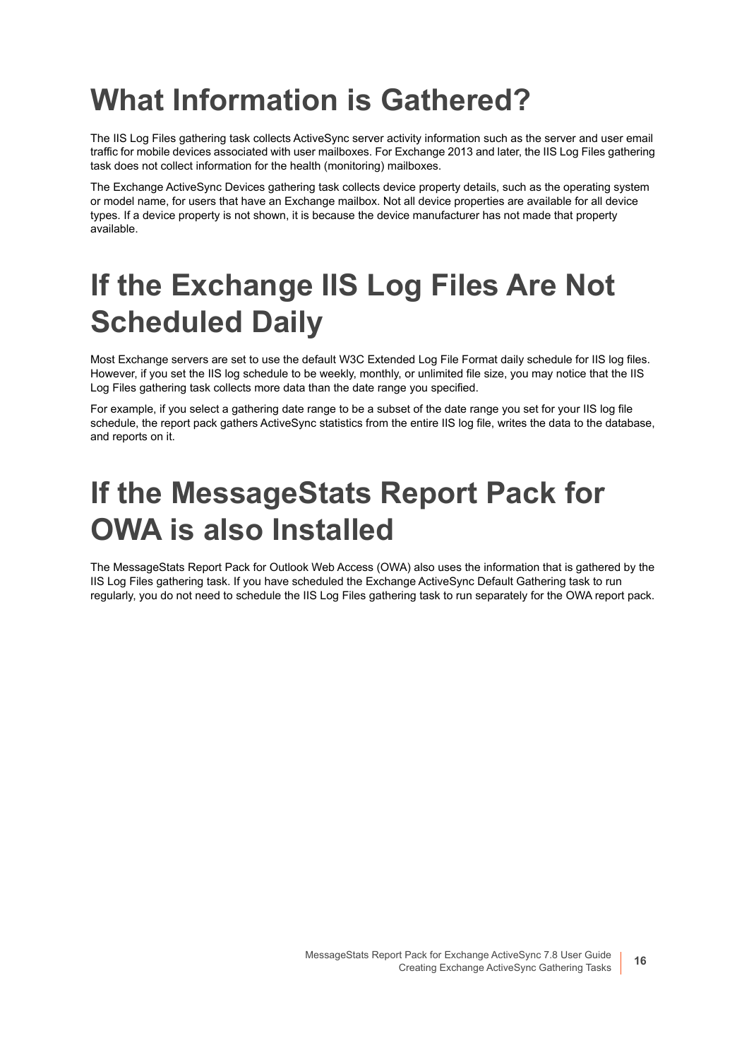# What Information is Gathered?

The IIS Log Files gathering task collects ActiveSync server activity information such as the server and user email traffic for mobile devices associated with user mailboxes. For Exchange 2013 and later, the IIS Log Files gathering task does not collect information for the health (monitoring) mailboxes.

The Exchange ActiveSync Devices gathering task collects device property details, such as the operating system or model name, for users that have an Exchange mailbox. Not all device properties are available for all device types. If a device property is not shown, it is because the device manufacturer has not made that property available.

# If the Exchange IIS Log Files Are Not Scheduled Daily

Most Exchange servers are set to use the default W3C Extended Log File Format daily schedule for IIS log files. However, if you set the IIS log schedule to be weekly, monthly, or unlimited file size, you may notice that the IIS Log Files gathering task collects more data than the date range you specified.

For example, if you select a gathering date range to be a subset of the date range you set for your IIS log file schedule, the report pack gathers ActiveSync statistics from the entire IIS log file, writes the data to the database, and reports on it.

# If the MessageStats Report Pack for OWA is also Installed

The MessageStats Report Pack for Outlook Web Access (OWA) also uses the information that is gathered by the IIS Log Files gathering task. If you have scheduled the Exchange ActiveSync Default Gathering task to run regularly, you do not need to schedule the IIS Log Files gathering task to run separately for the OWA report pack.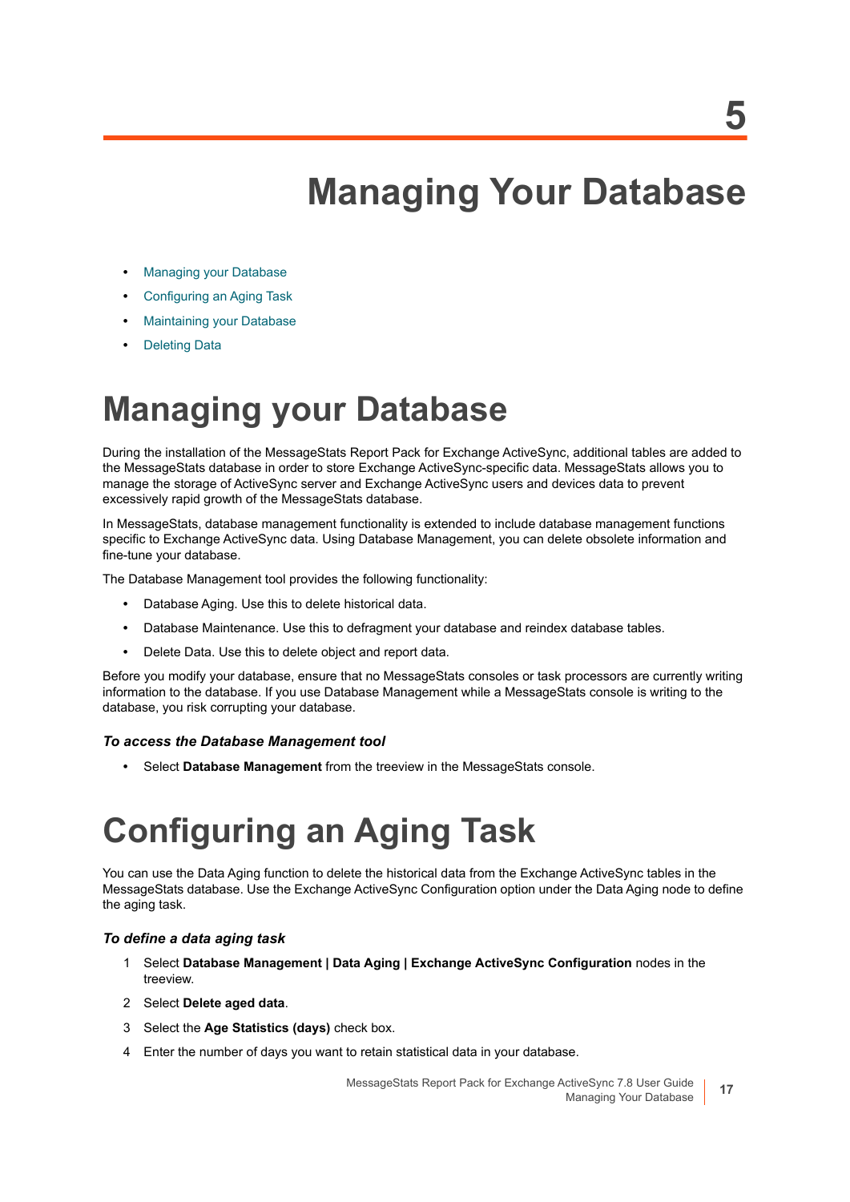# 5

# Managing Your Database

- Managing your Database
- Configuring an Aging Task
- Maintaining your Database
- Deleting Data

## Managing your Database

During the installation of the MessageStats Report Pack for Exchange ActiveSync, additional tables are added to the MessageStats database in order to store Exchange ActiveSync-specific data. MessageStats allows you to manage the storage of ActiveSync server and Exchange ActiveSync users and devices data to prevent excessively rapid growth of the MessageStats database.

In MessageStats, database management functionality is extended to include database management functions specific to Exchange ActiveSync data. Using Database Management, you can delete obsolete information and fine-tune your database.

The Database Management tool provides the following functionality:

- Database Aging. Use this to delete historical data.
- Database Maintenance. Use this to defragment your database and reindex database tables.
- Delete Data. Use this to delete object and report data.

Before you modify your database, ensure that no MessageStats consoles or task processors are currently writing information to the database. If you use Database Management while a MessageStats console is writing to the database, you risk corrupting your database.

#### *To access the Database Management tool*

- Select **Database Management** from the treeview in the MessageStats console.

## Configuring an Aging Task

You can use the Data Aging function to delete the historical data from the Exchange ActiveSync tables in the MessageStats database. Use the Exchange ActiveSync Configuration option under the Data Aging node to define the aging task.

#### *To define a data aging task*

1. Select **Database Management | Data Aging | Exchange ActiveSync Configuration** nodes in the treeview.
2. Select **Delete aged data**.
3. Select the **Age Statistics (days)** check box.
4. Enter the number of days you want to retain statistical data in your database.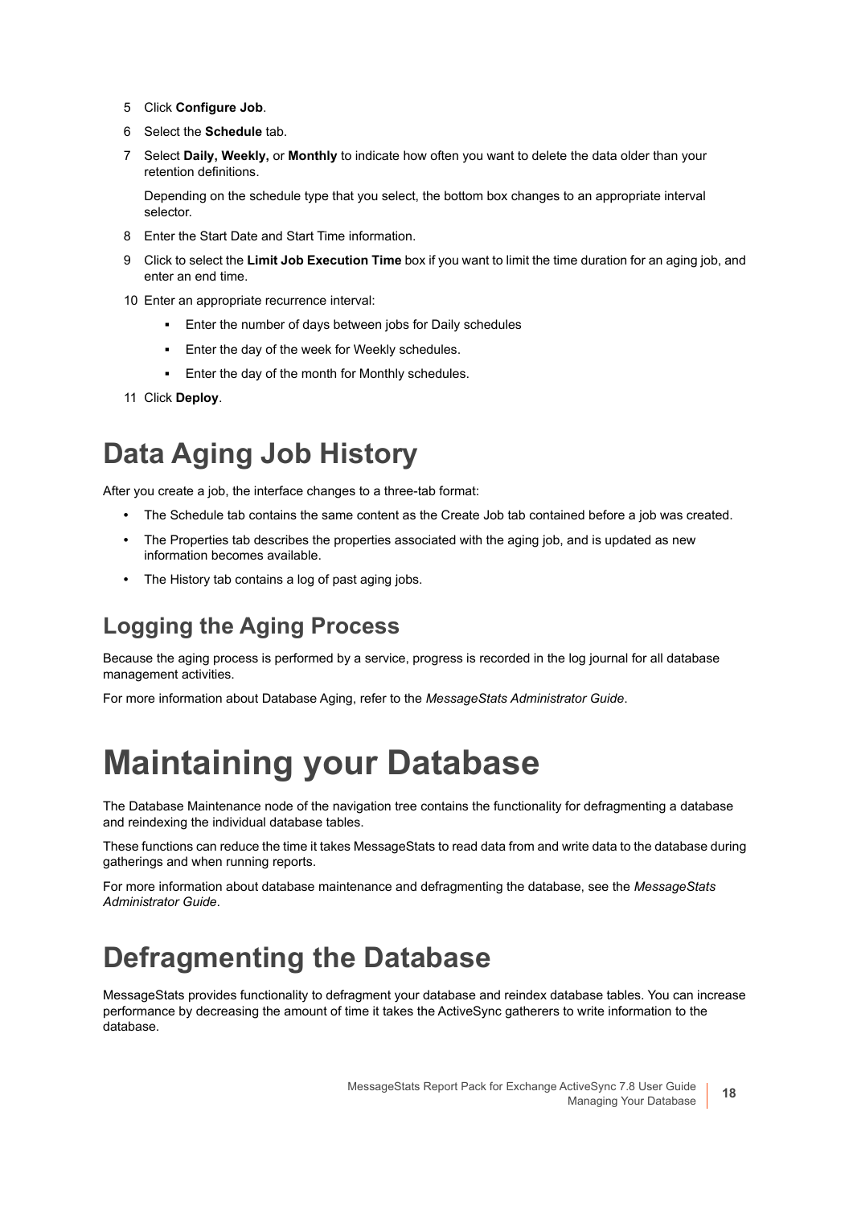5 Click **Configure Job**.

6 Select the **Schedule** tab.

7 Select **Daily, Weekly,** or **Monthly** to indicate how often you want to delete the data older than your retention definitions.

   Depending on the schedule type that you select, the bottom box changes to an appropriate interval selector.

8 Enter the Start Date and Start Time information.

9 Click to select the **Limit Job Execution Time** box if you want to limit the time duration for an aging job, and enter an end time.

10 Enter an appropriate recurrence interval:

   - Enter the number of days between jobs for Daily schedules
   - Enter the day of the week for Weekly schedules.
   - Enter the day of the month for Monthly schedules.

11 Click **Deploy**.

## Data Aging Job History

After you create a job, the interface changes to a three-tab format:

- The Schedule tab contains the same content as the Create Job tab contained before a job was created.
- The Properties tab describes the properties associated with the aging job, and is updated as new information becomes available.
- The History tab contains a log of past aging jobs.

### Logging the Aging Process

Because the aging process is performed by a service, progress is recorded in the log journal for all database management activities.

For more information about Database Aging, refer to the *MessageStats Administrator Guide*.

# Maintaining your Database

The Database Maintenance node of the navigation tree contains the functionality for defragmenting a database and reindexing the individual database tables.

These functions can reduce the time it takes MessageStats to read data from and write data to the database during gatherings and when running reports.

For more information about database maintenance and defragmenting the database, see the *MessageStats Administrator Guide*.

## Defragmenting the Database

MessageStats provides functionality to defragment your database and reindex database tables. You can increase performance by decreasing the amount of time it takes the ActiveSync gatherers to write information to the database.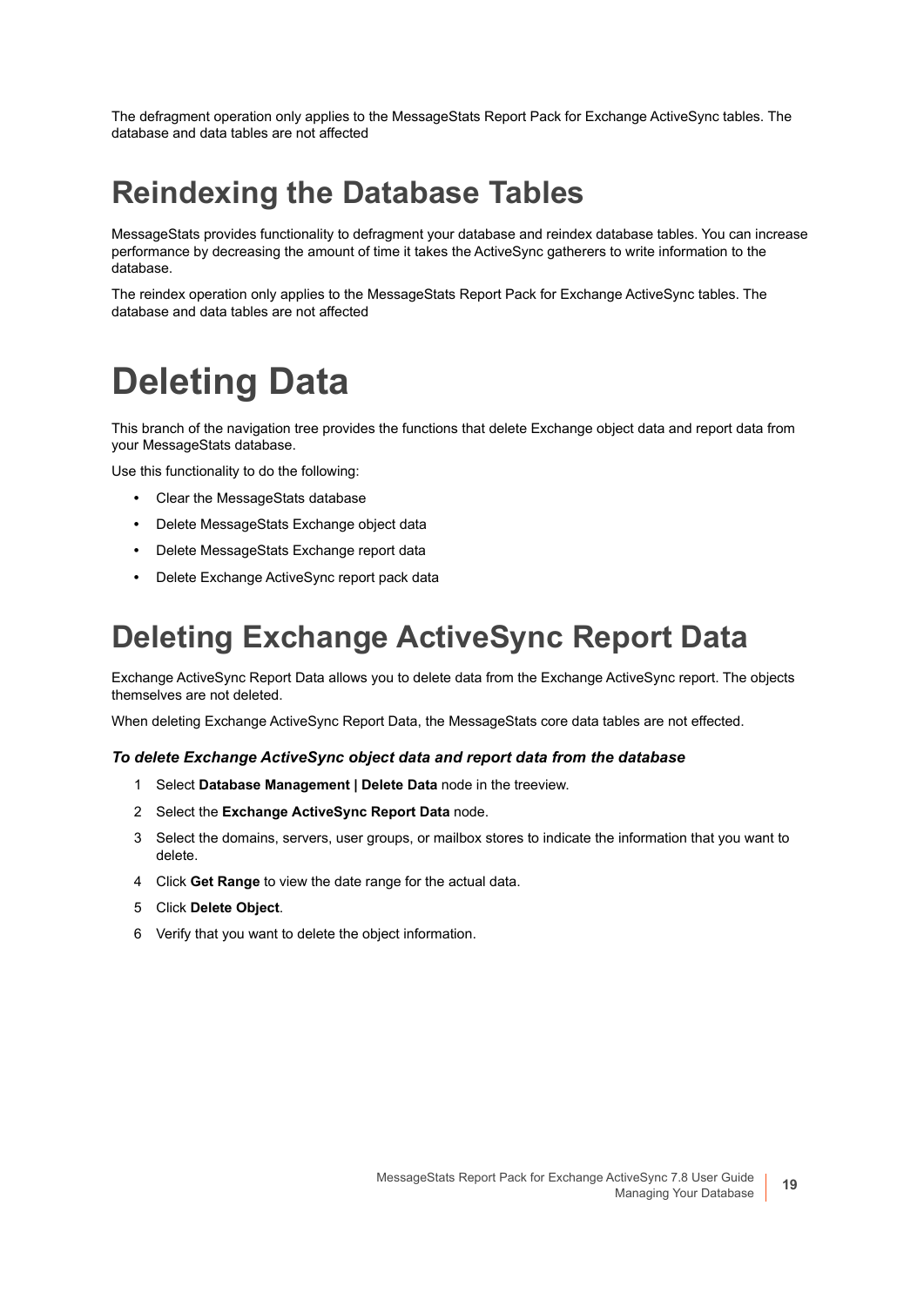The defragment operation only applies to the MessageStats Report Pack for Exchange ActiveSync tables. The database and data tables are not affected

## Reindexing the Database Tables

MessageStats provides functionality to defragment your database and reindex database tables. You can increase performance by decreasing the amount of time it takes the ActiveSync gatherers to write information to the database.

The reindex operation only applies to the MessageStats Report Pack for Exchange ActiveSync tables. The database and data tables are not affected

# Deleting Data

This branch of the navigation tree provides the functions that delete Exchange object data and report data from your MessageStats database.

Use this functionality to do the following:

- Clear the MessageStats database
- Delete MessageStats Exchange object data
- Delete MessageStats Exchange report data
- Delete Exchange ActiveSync report pack data

## Deleting Exchange ActiveSync Report Data

Exchange ActiveSync Report Data allows you to delete data from the Exchange ActiveSync report. The objects themselves are not deleted.

When deleting Exchange ActiveSync Report Data, the MessageStats core data tables are not effected.

***To delete Exchange ActiveSync object data and report data from the database***

1. Select **Database Management | Delete Data** node in the treeview.
2. Select the **Exchange ActiveSync Report Data** node.
3. Select the domains, servers, user groups, or mailbox stores to indicate the information that you want to delete.
4. Click **Get Range** to view the date range for the actual data.
5. Click **Delete Object**.
6. Verify that you want to delete the object information.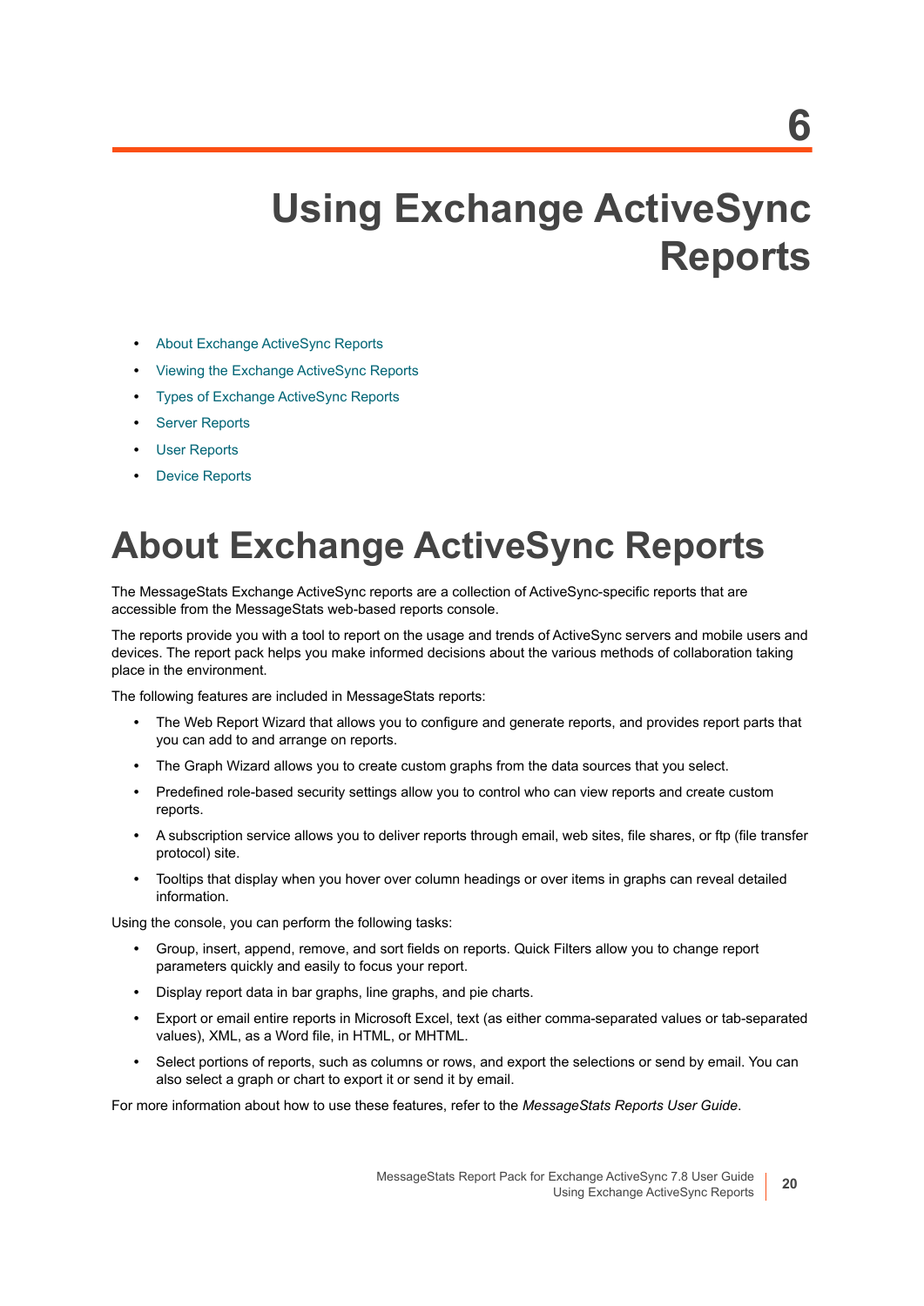# 6

# Using Exchange ActiveSync Reports

- About Exchange ActiveSync Reports
- Viewing the Exchange ActiveSync Reports
- Types of Exchange ActiveSync Reports
- Server Reports
- User Reports
- Device Reports

## About Exchange ActiveSync Reports

The MessageStats Exchange ActiveSync reports are a collection of ActiveSync-specific reports that are accessible from the MessageStats web-based reports console.

The reports provide you with a tool to report on the usage and trends of ActiveSync servers and mobile users and devices. The report pack helps you make informed decisions about the various methods of collaboration taking place in the environment.

The following features are included in MessageStats reports:

- The Web Report Wizard that allows you to configure and generate reports, and provides report parts that you can add to and arrange on reports.
- The Graph Wizard allows you to create custom graphs from the data sources that you select.
- Predefined role-based security settings allow you to control who can view reports and create custom reports.
- A subscription service allows you to deliver reports through email, web sites, file shares, or ftp (file transfer protocol) site.
- Tooltips that display when you hover over column headings or over items in graphs can reveal detailed information.

Using the console, you can perform the following tasks:

- Group, insert, append, remove, and sort fields on reports. Quick Filters allow you to change report parameters quickly and easily to focus your report.
- Display report data in bar graphs, line graphs, and pie charts.
- Export or email entire reports in Microsoft Excel, text (as either comma-separated values or tab-separated values), XML, as a Word file, in HTML, or MHTML.
- Select portions of reports, such as columns or rows, and export the selections or send by email. You can also select a graph or chart to export it or send it by email.

For more information about how to use these features, refer to the *MessageStats Reports User Guide*.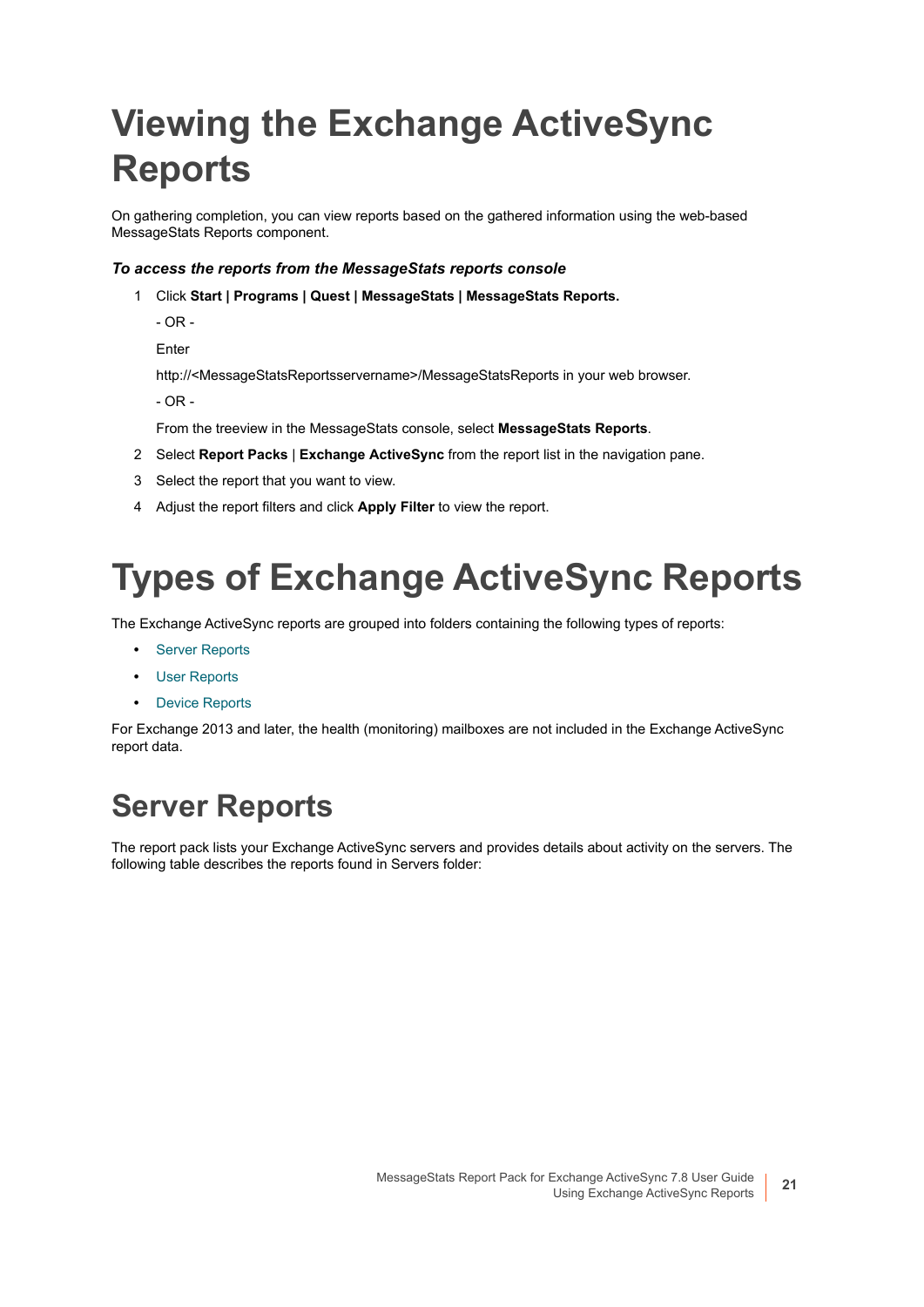# Viewing the Exchange ActiveSync Reports

On gathering completion, you can view reports based on the gathered information using the web-based MessageStats Reports component.

***To access the reports from the MessageStats reports console***

1. Click **Start | Programs | Quest | MessageStats | MessageStats Reports.**

   - OR -

   Enter

   http://<MessageStatsReportsservername>/MessageStatsReports in your web browser.

   - OR -

   From the treeview in the MessageStats console, select **MessageStats Reports**.
2. Select **Report Packs** | **Exchange ActiveSync** from the report list in the navigation pane.
3. Select the report that you want to view.
4. Adjust the report filters and click **Apply Filter** to view the report.

# Types of Exchange ActiveSync Reports

The Exchange ActiveSync reports are grouped into folders containing the following types of reports:

- Server Reports
- User Reports
- Device Reports

For Exchange 2013 and later, the health (monitoring) mailboxes are not included in the Exchange ActiveSync report data.

## Server Reports

The report pack lists your Exchange ActiveSync servers and provides details about activity on the servers. The following table describes the reports found in Servers folder: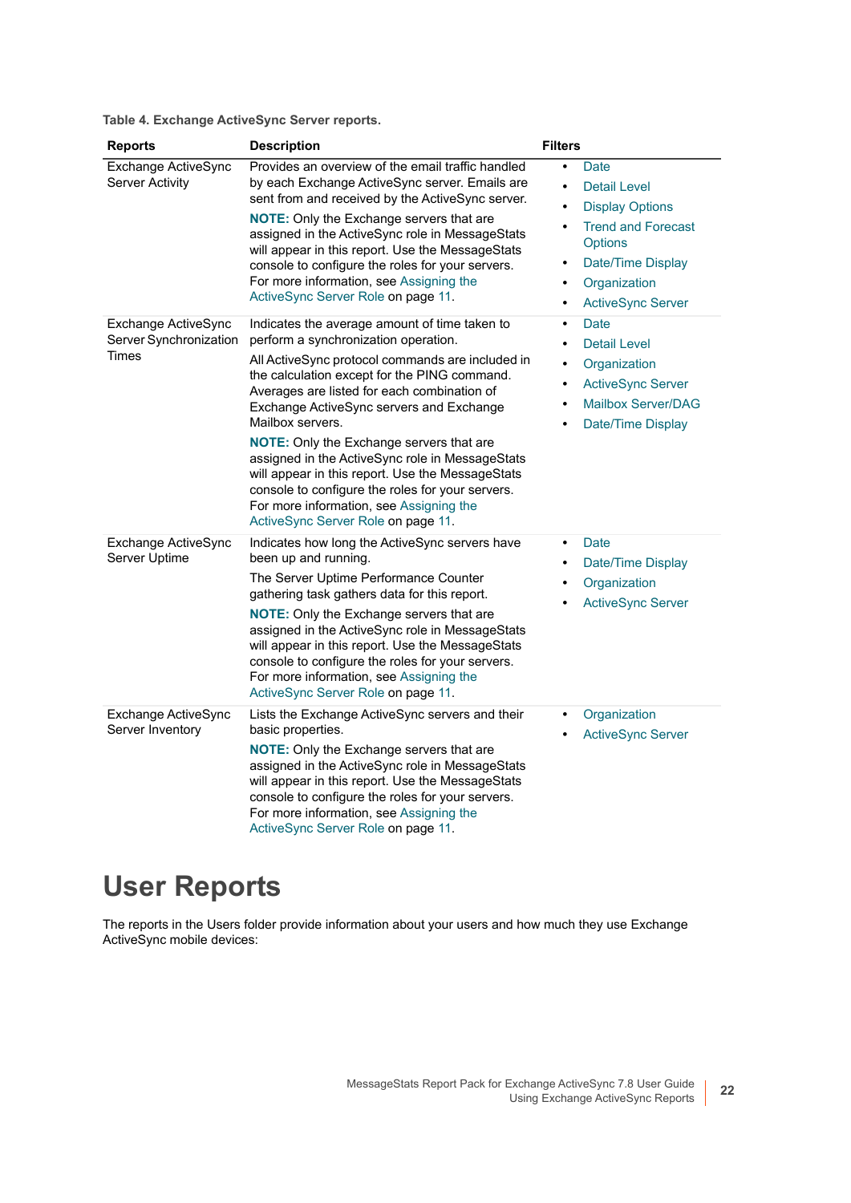**Table 4. Exchange ActiveSync Server reports.**

| Reports | Description | Filters |
|---|---|---|
| Exchange ActiveSync Server Activity | Provides an overview of the email traffic handled by each Exchange ActiveSync server. Emails are sent from and received by the ActiveSync server.<br><br>**NOTE:** Only the Exchange servers that are assigned in the ActiveSync role in MessageStats will appear in this report. Use the MessageStats console to configure the roles for your servers. For more information, see Assigning the ActiveSync Server Role on page 11. | • Date<br>• Detail Level<br>• Display Options<br>• Trend and Forecast Options<br>• Date/Time Display<br>• Organization<br>• ActiveSync Server |
| Exchange ActiveSync Server Synchronization Times | Indicates the average amount of time taken to perform a synchronization operation.<br><br>All ActiveSync protocol commands are included in the calculation except for the PING command. Averages are listed for each combination of Exchange ActiveSync servers and Exchange Mailbox servers.<br><br>**NOTE:** Only the Exchange servers that are assigned in the ActiveSync role in MessageStats will appear in this report. Use the MessageStats console to configure the roles for your servers. For more information, see Assigning the ActiveSync Server Role on page 11. | • Date<br>• Detail Level<br>• Organization<br>• ActiveSync Server<br>• Mailbox Server/DAG<br>• Date/Time Display |
| Exchange ActiveSync Server Uptime | Indicates how long the ActiveSync servers have been up and running.<br><br>The Server Uptime Performance Counter gathering task gathers data for this report.<br><br>**NOTE:** Only the Exchange servers that are assigned in the ActiveSync role in MessageStats will appear in this report. Use the MessageStats console to configure the roles for your servers. For more information, see Assigning the ActiveSync Server Role on page 11. | • Date<br>• Date/Time Display<br>• Organization<br>• ActiveSync Server |
| Exchange ActiveSync Server Inventory | Lists the Exchange ActiveSync servers and their basic properties.<br><br>**NOTE:** Only the Exchange servers that are assigned in the ActiveSync role in MessageStats will appear in this report. Use the MessageStats console to configure the roles for your servers. For more information, see Assigning the ActiveSync Server Role on page 11. | • Organization<br>• ActiveSync Server |

# User Reports

The reports in the Users folder provide information about your users and how much they use Exchange ActiveSync mobile devices: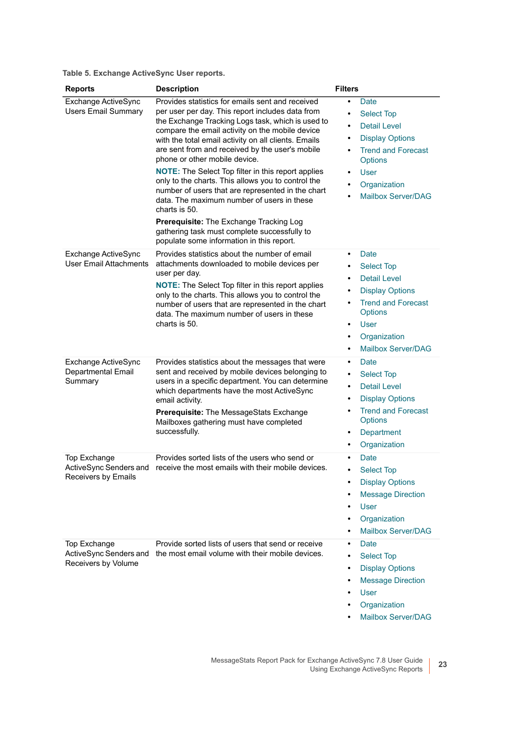Table 5. Exchange ActiveSync User reports.

| Reports | Description | Filters |
|---|---|---|
| Exchange ActiveSync Users Email Summary | Provides statistics for emails sent and received per user per day. This report includes data from the Exchange Tracking Logs task, which is used to compare the email activity on the mobile device with the total email activity on all clients. Emails are sent from and received by the user's mobile phone or other mobile device.<br><br>**NOTE:** The Select Top filter in this report applies only to the charts. This allows you to control the number of users that are represented in the chart data. The maximum number of users in these charts is 50.<br><br>**Prerequisite:** The Exchange Tracking Log gathering task must complete successfully to populate some information in this report. | • Date<br>• Select Top<br>• Detail Level<br>• Display Options<br>• Trend and Forecast Options<br>• User<br>• Organization<br>• Mailbox Server/DAG |
| Exchange ActiveSync User Email Attachments | Provides statistics about the number of email attachments downloaded to mobile devices per user per day.<br><br>**NOTE:** The Select Top filter in this report applies only to the charts. This allows you to control the number of users that are represented in the chart data. The maximum number of users in these charts is 50. | • Date<br>• Select Top<br>• Detail Level<br>• Display Options<br>• Trend and Forecast Options<br>• User<br>• Organization<br>• Mailbox Server/DAG |
| Exchange ActiveSync Departmental Email Summary | Provides statistics about the messages that were sent and received by mobile devices belonging to users in a specific department. You can determine which departments have the most ActiveSync email activity.<br><br>**Prerequisite:** The MessageStats Exchange Mailboxes gathering must have completed successfully. | • Date<br>• Select Top<br>• Detail Level<br>• Display Options<br>• Trend and Forecast Options<br>• Department<br>• Organization |
| Top Exchange ActiveSync Senders and Receivers by Emails | Provides sorted lists of the users who send or receive the most emails with their mobile devices. | • Date<br>• Select Top<br>• Display Options<br>• Message Direction<br>• User<br>• Organization<br>• Mailbox Server/DAG |
| Top Exchange ActiveSync Senders and Receivers by Volume | Provide sorted lists of users that send or receive the most email volume with their mobile devices. | • Date<br>• Select Top<br>• Display Options<br>• Message Direction<br>• User<br>• Organization<br>• Mailbox Server/DAG |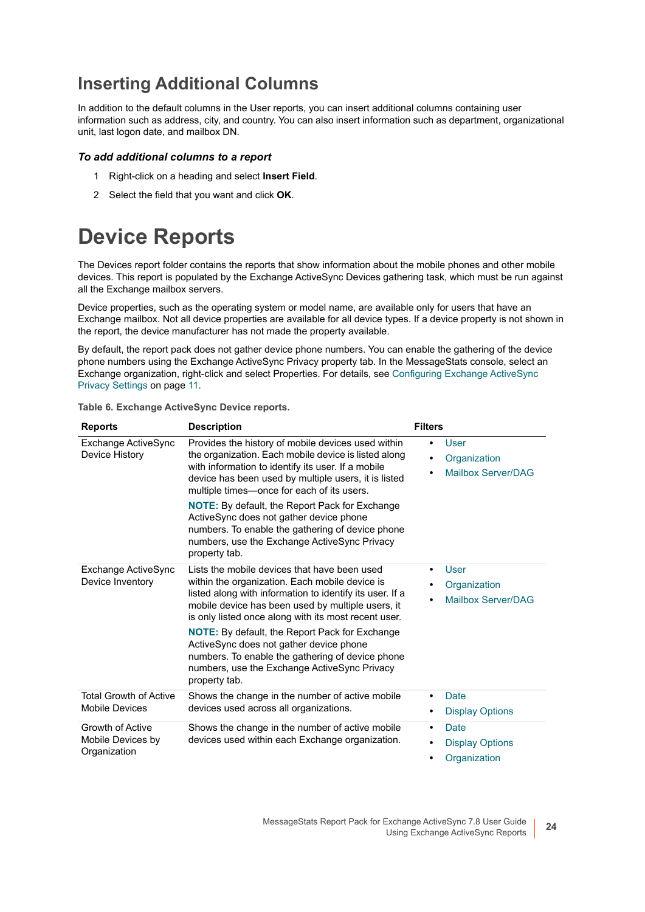## Inserting Additional Columns

In addition to the default columns in the User reports, you can insert additional columns containing user information such as address, city, and country. You can also insert information such as department, organizational unit, last logon date, and mailbox DN.

### *To add additional columns to a report*

1. Right-click on a heading and select **Insert Field**.
2. Select the field that you want and click **OK**.

# Device Reports

The Devices report folder contains the reports that show information about the mobile phones and other mobile devices. This report is populated by the Exchange ActiveSync Devices gathering task, which must be run against all the Exchange mailbox servers.

Device properties, such as the operating system or model name, are available only for users that have an Exchange mailbox. Not all device properties are available for all device types. If a device property is not shown in the report, the device manufacturer has not made the property available.

By default, the report pack does not gather device phone numbers. You can enable the gathering of the device phone numbers using the Exchange ActiveSync Privacy property tab. In the MessageStats console, select an Exchange organization, right-click and select Properties. For details, see Configuring Exchange ActiveSync Privacy Settings on page 11.

**Table 6. Exchange ActiveSync Device reports.**

| Reports | Description | Filters |
|---|---|---|
| Exchange ActiveSync Device History | Provides the history of mobile devices used within the organization. Each mobile device is listed along with information to identify its user. If a mobile device has been used by multiple users, it is listed multiple times—once for each of its users.<br><br>**NOTE:** By default, the Report Pack for Exchange ActiveSync does not gather device phone numbers. To enable the gathering of device phone numbers, use the Exchange ActiveSync Privacy property tab. | • User<br>• Organization<br>• Mailbox Server/DAG |
| Exchange ActiveSync Device Inventory | Lists the mobile devices that have been used within the organization. Each mobile device is listed along with information to identify its user. If a mobile device has been used by multiple users, it is only listed once along with its most recent user.<br><br>**NOTE:** By default, the Report Pack for Exchange ActiveSync does not gather device phone numbers. To enable the gathering of device phone numbers, use the Exchange ActiveSync Privacy property tab. | • User<br>• Organization<br>• Mailbox Server/DAG |
| Total Growth of Active Mobile Devices | Shows the change in the number of active mobile devices used across all organizations. | • Date<br>• Display Options |
| Growth of Active Mobile Devices by Organization | Shows the change in the number of active mobile devices used within each Exchange organization. | • Date<br>• Display Options<br>• Organization |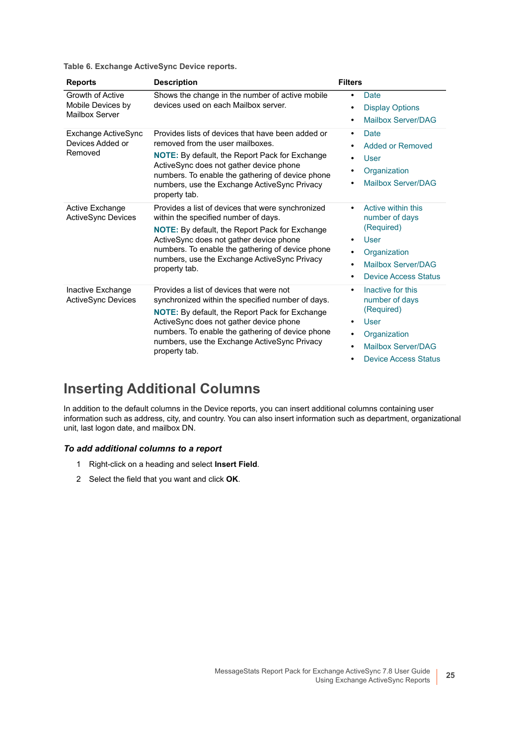**Table 6. Exchange ActiveSync Device reports.**

| Reports | Description | Filters |
|---|---|---|
| Growth of Active Mobile Devices by Mailbox Server | Shows the change in the number of active mobile devices used on each Mailbox server. | • Date<br>• Display Options<br>• Mailbox Server/DAG |
| Exchange ActiveSync Devices Added or Removed | Provides lists of devices that have been added or removed from the user mailboxes.<br>**NOTE:** By default, the Report Pack for Exchange ActiveSync does not gather device phone numbers. To enable the gathering of device phone numbers, use the Exchange ActiveSync Privacy property tab. | • Date<br>• Added or Removed<br>• User<br>• Organization<br>• Mailbox Server/DAG |
| Active Exchange ActiveSync Devices | Provides a list of devices that were synchronized within the specified number of days.<br>**NOTE:** By default, the Report Pack for Exchange ActiveSync does not gather device phone numbers. To enable the gathering of device phone numbers, use the Exchange ActiveSync Privacy property tab. | • Active within this number of days (Required)<br>• User<br>• Organization<br>• Mailbox Server/DAG<br>• Device Access Status |
| Inactive Exchange ActiveSync Devices | Provides a list of devices that were not synchronized within the specified number of days.<br>**NOTE:** By default, the Report Pack for Exchange ActiveSync does not gather device phone numbers. To enable the gathering of device phone numbers, use the Exchange ActiveSync Privacy property tab. | • Inactive for this number of days (Required)<br>• User<br>• Organization<br>• Mailbox Server/DAG<br>• Device Access Status |

## Inserting Additional Columns

In addition to the default columns in the Device reports, you can insert additional columns containing user information such as address, city, and country. You can also insert information such as department, organizational unit, last logon date, and mailbox DN.

### *To add additional columns to a report*

1. Right-click on a heading and select **Insert Field**.
2. Select the field that you want and click **OK**.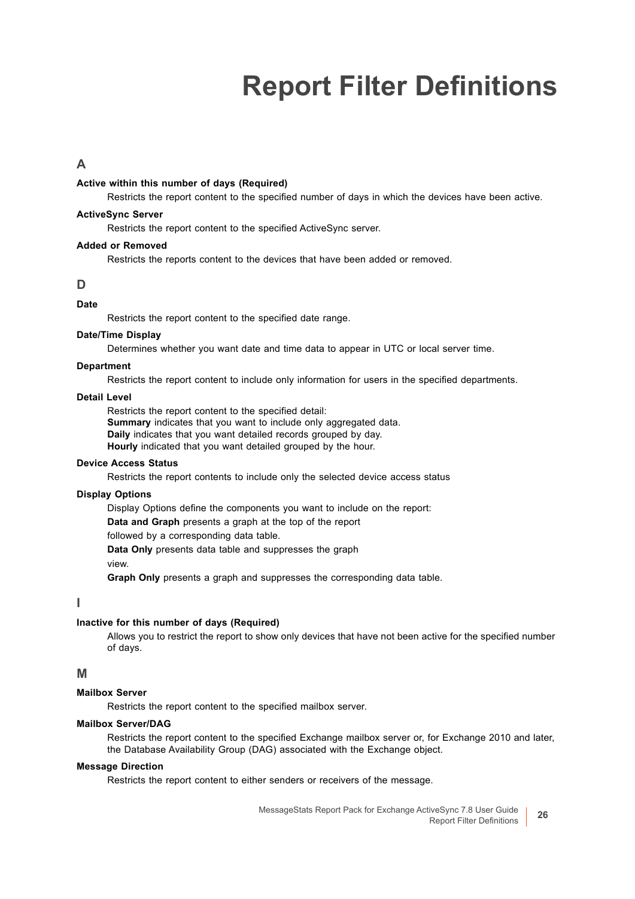# Report Filter Definitions

## A

**Active within this number of days (Required)**

Restricts the report content to the specified number of days in which the devices have been active.

**ActiveSync Server**

Restricts the report content to the specified ActiveSync server.

**Added or Removed**

Restricts the reports content to the devices that have been added or removed.

## D

**Date**

Restricts the report content to the specified date range.

**Date/Time Display**

Determines whether you want date and time data to appear in UTC or local server time.

**Department**

Restricts the report content to include only information for users in the specified departments.

**Detail Level**

Restricts the report content to the specified detail:
**Summary** indicates that you want to include only aggregated data.
**Daily** indicates that you want detailed records grouped by day.
**Hourly** indicated that you want detailed grouped by the hour.

**Device Access Status**

Restricts the report contents to include only the selected device access status

**Display Options**

Display Options define the components you want to include on the report:

**Data and Graph** presents a graph at the top of the report

followed by a corresponding data table.

**Data Only** presents data table and suppresses the graph

view.

**Graph Only** presents a graph and suppresses the corresponding data table.

## I

**Inactive for this number of days (Required)**

Allows you to restrict the report to show only devices that have not been active for the specified number of days.

## M

**Mailbox Server**

Restricts the report content to the specified mailbox server.

**Mailbox Server/DAG**

Restricts the report content to the specified Exchange mailbox server or, for Exchange 2010 and later, the Database Availability Group (DAG) associated with the Exchange object.

**Message Direction**

Restricts the report content to either senders or receivers of the message.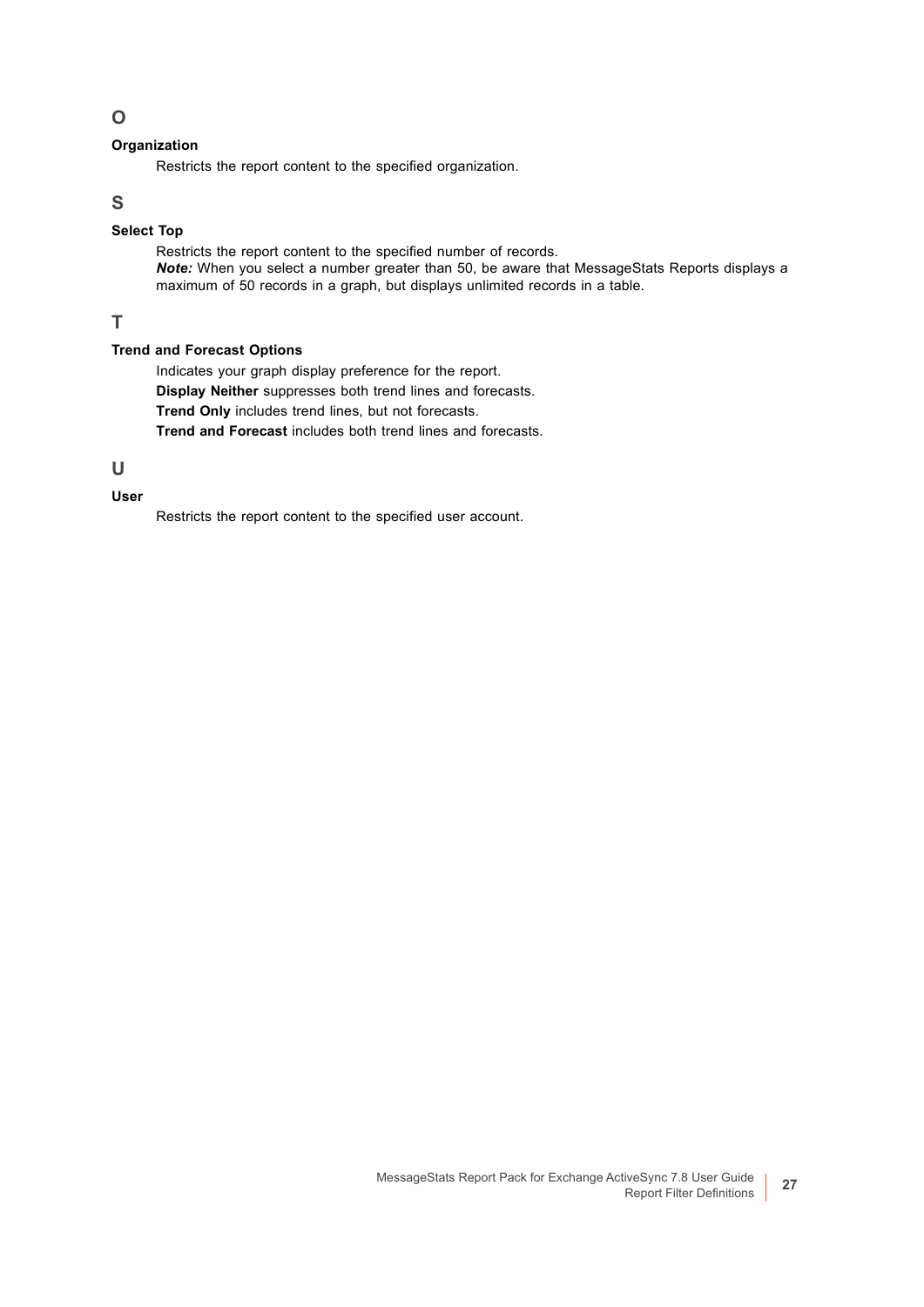## O

### Organization

Restricts the report content to the specified organization.

## S

### Select Top

Restricts the report content to the specified number of records.
***Note:*** When you select a number greater than 50, be aware that MessageStats Reports displays a maximum of 50 records in a graph, but displays unlimited records in a table.

## T

### Trend and Forecast Options

Indicates your graph display preference for the report.

**Display Neither** suppresses both trend lines and forecasts.

**Trend Only** includes trend lines, but not forecasts.

**Trend and Forecast** includes both trend lines and forecasts.

## U

### User

Restricts the report content to the specified user account.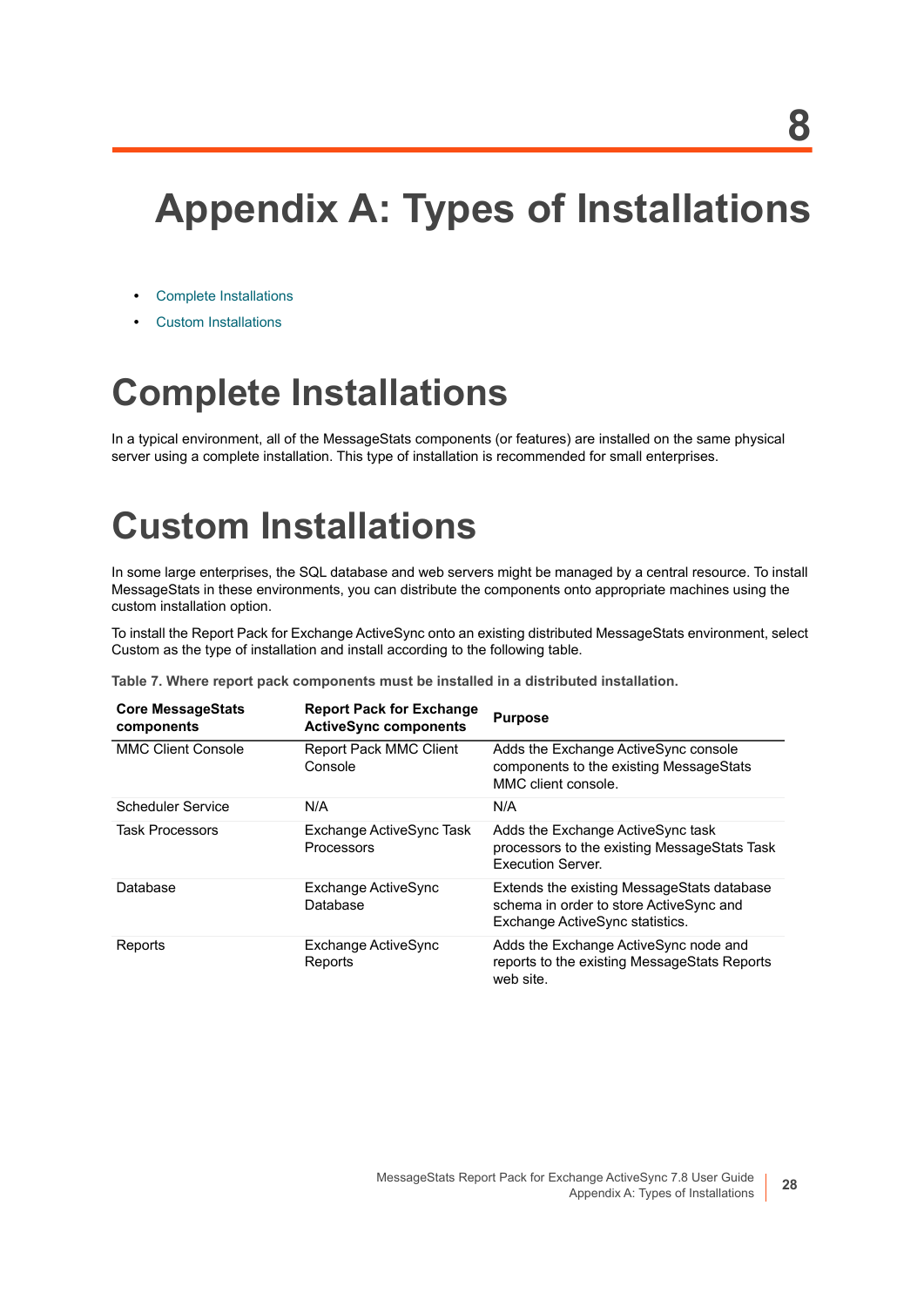# Appendix A: Types of Installations

- Complete Installations
- Custom Installations

## Complete Installations

In a typical environment, all of the MessageStats components (or features) are installed on the same physical server using a complete installation. This type of installation is recommended for small enterprises.

## Custom Installations

In some large enterprises, the SQL database and web servers might be managed by a central resource. To install MessageStats in these environments, you can distribute the components onto appropriate machines using the custom installation option.

To install the Report Pack for Exchange ActiveSync onto an existing distributed MessageStats environment, select Custom as the type of installation and install according to the following table.

**Table 7. Where report pack components must be installed in a distributed installation.**

| Core MessageStats components | Report Pack for Exchange ActiveSync components | Purpose |
|---|---|---|
| MMC Client Console | Report Pack MMC Client Console | Adds the Exchange ActiveSync console components to the existing MessageStats MMC client console. |
| Scheduler Service | N/A | N/A |
| Task Processors | Exchange ActiveSync Task Processors | Adds the Exchange ActiveSync task processors to the existing MessageStats Task Execution Server. |
| Database | Exchange ActiveSync Database | Extends the existing MessageStats database schema in order to store ActiveSync and Exchange ActiveSync statistics. |
| Reports | Exchange ActiveSync Reports | Adds the Exchange ActiveSync node and reports to the existing MessageStats Reports web site. |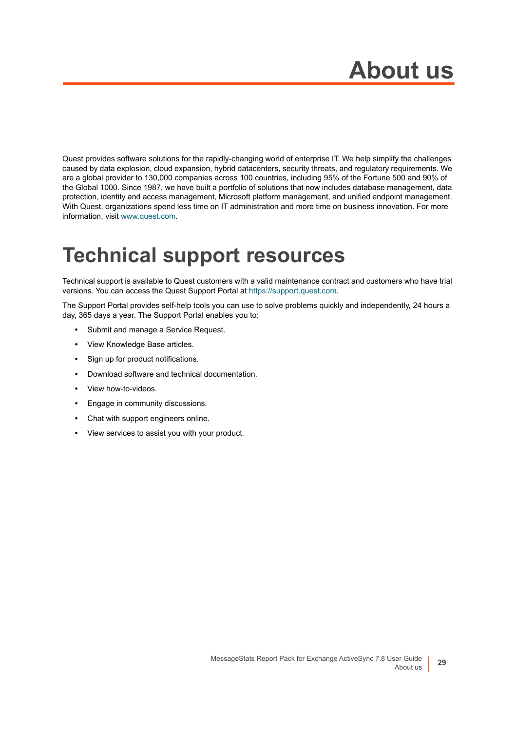# About us

Quest provides software solutions for the rapidly-changing world of enterprise IT. We help simplify the challenges caused by data explosion, cloud expansion, hybrid datacenters, security threats, and regulatory requirements. We are a global provider to 130,000 companies across 100 countries, including 95% of the Fortune 500 and 90% of the Global 1000. Since 1987, we have built a portfolio of solutions that now includes database management, data protection, identity and access management, Microsoft platform management, and unified endpoint management. With Quest, organizations spend less time on IT administration and more time on business innovation. For more information, visit www.quest.com.

# Technical support resources

Technical support is available to Quest customers with a valid maintenance contract and customers who have trial versions. You can access the Quest Support Portal at https://support.quest.com.

The Support Portal provides self-help tools you can use to solve problems quickly and independently, 24 hours a day, 365 days a year. The Support Portal enables you to:

- Submit and manage a Service Request.
- View Knowledge Base articles.
- Sign up for product notifications.
- Download software and technical documentation.
- View how-to-videos.
- Engage in community discussions.
- Chat with support engineers online.
- View services to assist you with your product.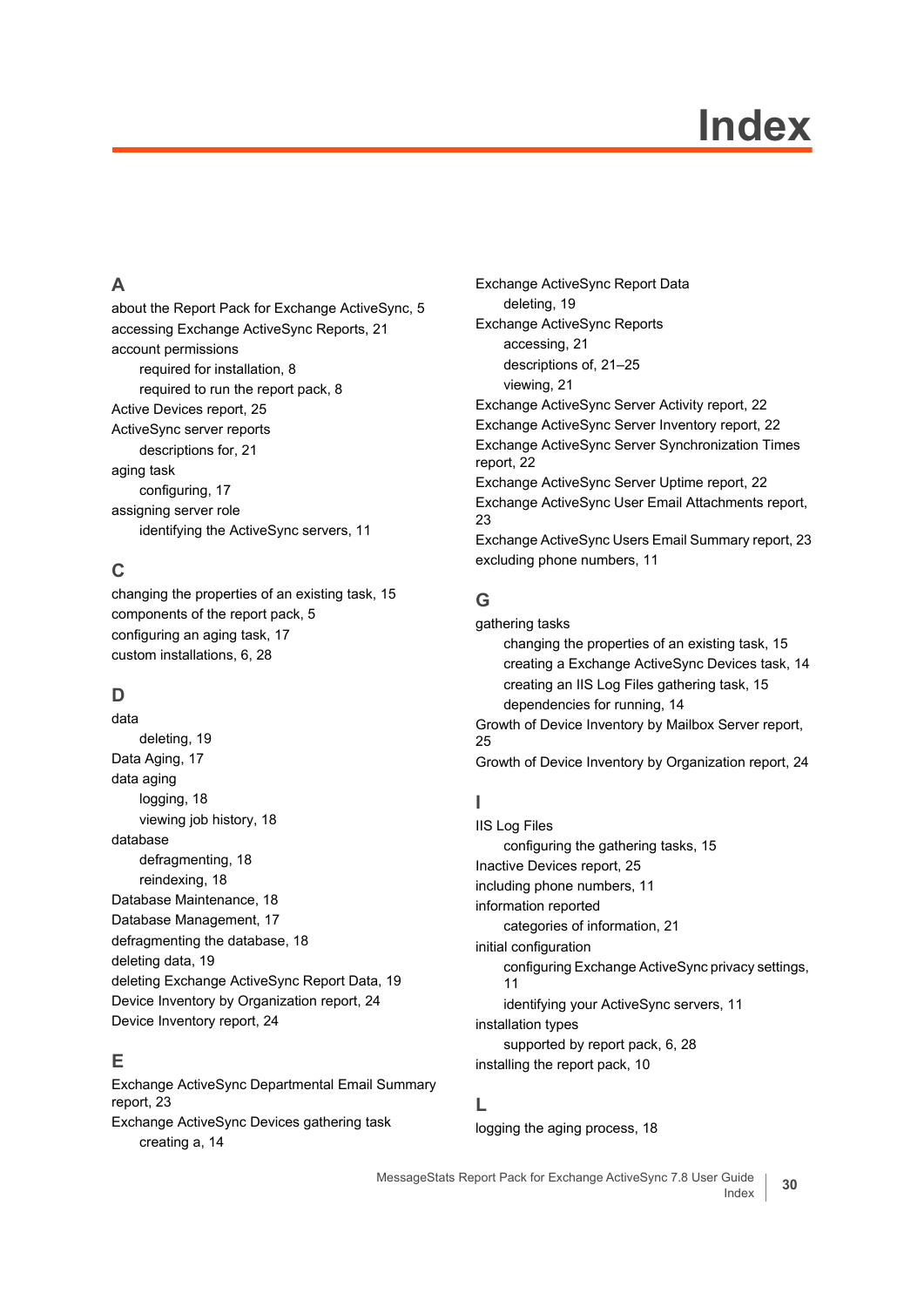# Index

## A

about the Report Pack for Exchange ActiveSync, 5
accessing Exchange ActiveSync Reports, 21
account permissions
- required for installation, 8
- required to run the report pack, 8

Active Devices report, 25
ActiveSync server reports
- descriptions for, 21

aging task
- configuring, 17

assigning server role
- identifying the ActiveSync servers, 11

## C

changing the properties of an existing task, 15
components of the report pack, 5
configuring an aging task, 17
custom installations, 6, 28

## D

data
- deleting, 19

Data Aging, 17
data aging
- logging, 18
- viewing job history, 18

database
- defragmenting, 18
- reindexing, 18

Database Maintenance, 18
Database Management, 17
defragmenting the database, 18
deleting data, 19
deleting Exchange ActiveSync Report Data, 19
Device Inventory by Organization report, 24
Device Inventory report, 24

## E

Exchange ActiveSync Departmental Email Summary report, 23
Exchange ActiveSync Devices gathering task
- creating a, 14

Exchange ActiveSync Report Data
- deleting, 19

Exchange ActiveSync Reports
- accessing, 21
- descriptions of, 21–25
- viewing, 21

Exchange ActiveSync Server Activity report, 22
Exchange ActiveSync Server Inventory report, 22
Exchange ActiveSync Server Synchronization Times report, 22
Exchange ActiveSync Server Uptime report, 22
Exchange ActiveSync User Email Attachments report, 23
Exchange ActiveSync Users Email Summary report, 23
excluding phone numbers, 11

## G

gathering tasks
- changing the properties of an existing task, 15
- creating a Exchange ActiveSync Devices task, 14
- creating an IIS Log Files gathering task, 15
- dependencies for running, 14

Growth of Device Inventory by Mailbox Server report, 25
Growth of Device Inventory by Organization report, 24

## I

IIS Log Files
- configuring the gathering tasks, 15

Inactive Devices report, 25
including phone numbers, 11
information reported
- categories of information, 21

initial configuration
- configuring Exchange ActiveSync privacy settings, 11
- identifying your ActiveSync servers, 11

installation types
- supported by report pack, 6, 28

installing the report pack, 10

## L

logging the aging process, 18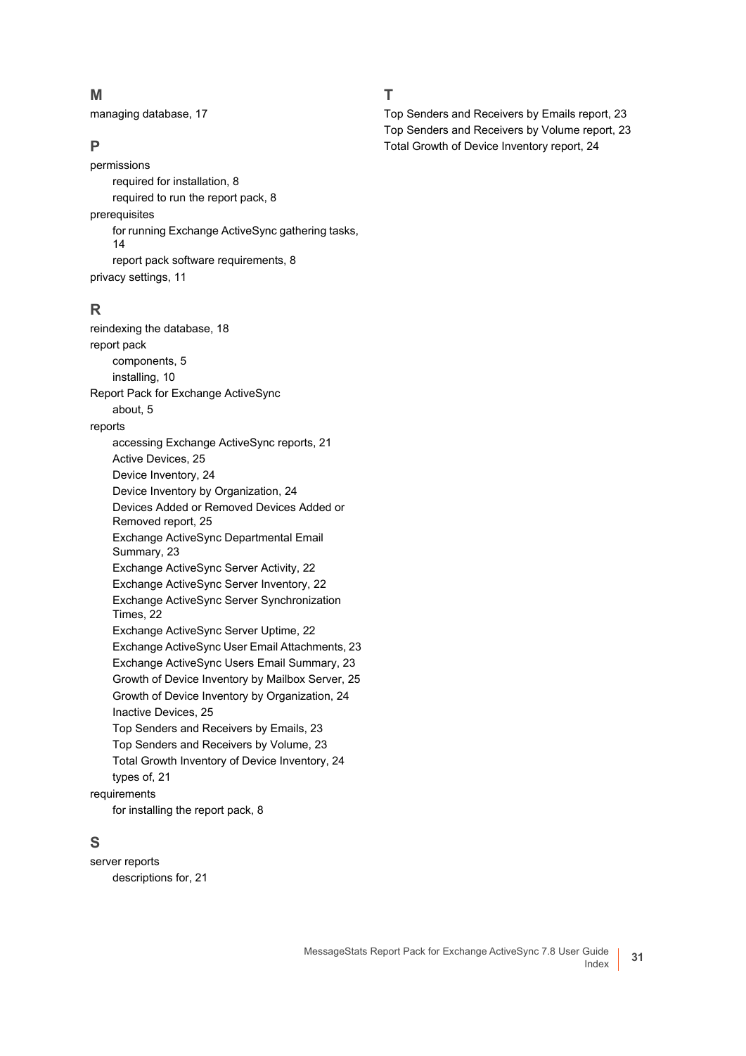## M

managing database, 17

## P

permissions
- required for installation, 8
- required to run the report pack, 8

prerequisites
- for running Exchange ActiveSync gathering tasks, 14
- report pack software requirements, 8

privacy settings, 11

## R

reindexing the database, 18

report pack
- components, 5
- installing, 10

Report Pack for Exchange ActiveSync
- about, 5

reports
- accessing Exchange ActiveSync reports, 21
- Active Devices, 25
- Device Inventory, 24
- Device Inventory by Organization, 24
- Devices Added or Removed Devices Added or Removed report, 25
- Exchange ActiveSync Departmental Email Summary, 23
- Exchange ActiveSync Server Activity, 22
- Exchange ActiveSync Server Inventory, 22
- Exchange ActiveSync Server Synchronization Times, 22
- Exchange ActiveSync Server Uptime, 22
- Exchange ActiveSync User Email Attachments, 23
- Exchange ActiveSync Users Email Summary, 23
- Growth of Device Inventory by Mailbox Server, 25
- Growth of Device Inventory by Organization, 24
- Inactive Devices, 25
- Top Senders and Receivers by Emails, 23
- Top Senders and Receivers by Volume, 23
- Total Growth Inventory of Device Inventory, 24
- types of, 21

requirements
- for installing the report pack, 8

## S

server reports
- descriptions for, 21

## T

Top Senders and Receivers by Emails report, 23

Top Senders and Receivers by Volume report, 23

Total Growth of Device Inventory report, 24